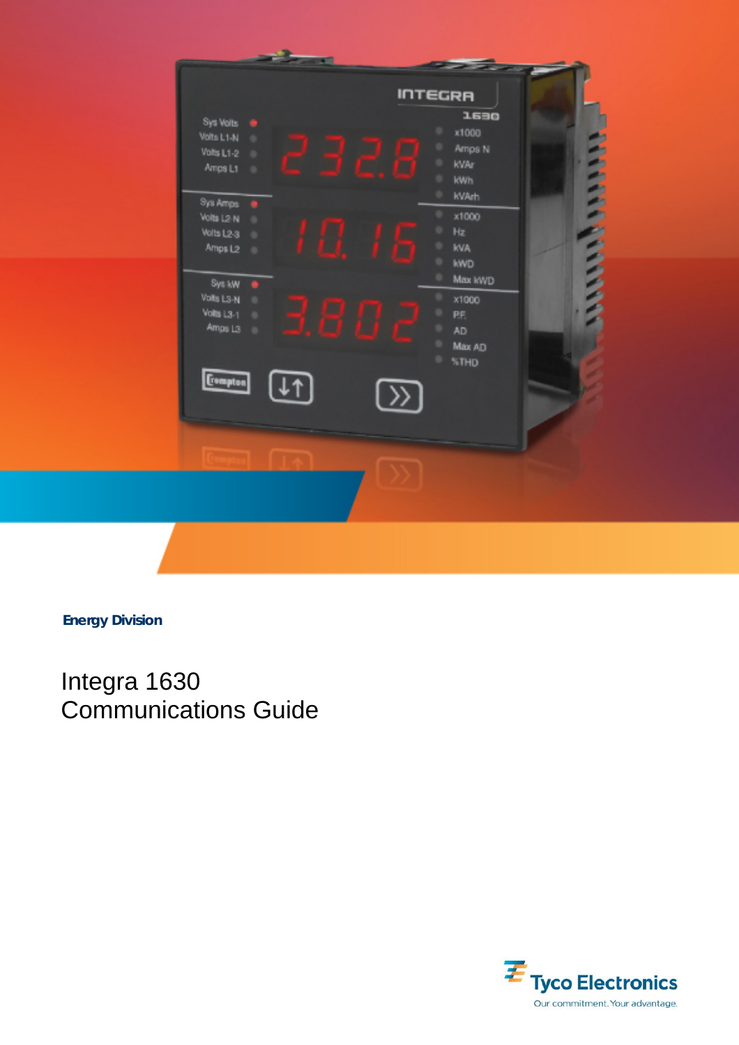**Energy Division**

# Integra 1630
# Communications Guide

Tyco Electronics

Our commitment. Your advantage.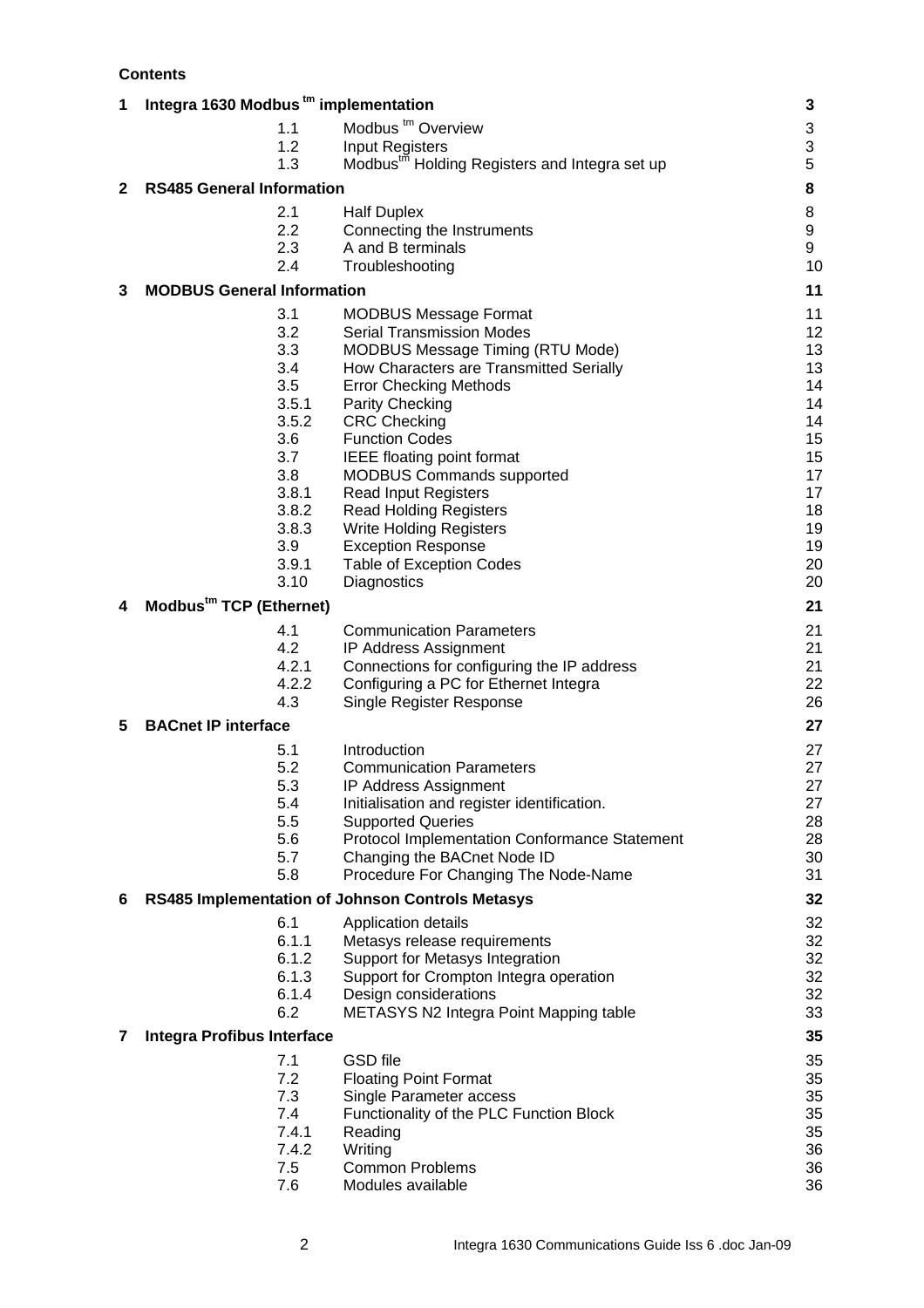**Contents**

| | | | |
|---|---|---|---|
| **1** | **Integra 1630 Modbus tm implementation** | | **3** |
| | 1.1 | Modbus tm Overview | 3 |
| | 1.2 | Input Registers | 3 |
| | 1.3 | Modbustm Holding Registers and Integra set up | 5 |
| **2** | **RS485 General Information** | | **8** |
| | 2.1 | Half Duplex | 8 |
| | 2.2 | Connecting the Instruments | 9 |
| | 2.3 | A and B terminals | 9 |
| | 2.4 | Troubleshooting | 10 |
| **3** | **MODBUS General Information** | | **11** |
| | 3.1 | MODBUS Message Format | 11 |
| | 3.2 | Serial Transmission Modes | 12 |
| | 3.3 | MODBUS Message Timing (RTU Mode) | 13 |
| | 3.4 | How Characters are Transmitted Serially | 13 |
| | 3.5 | Error Checking Methods | 14 |
| | 3.5.1 | Parity Checking | 14 |
| | 3.5.2 | CRC Checking | 14 |
| | 3.6 | Function Codes | 15 |
| | 3.7 | IEEE floating point format | 15 |
| | 3.8 | MODBUS Commands supported | 17 |
| | 3.8.1 | Read Input Registers | 17 |
| | 3.8.2 | Read Holding Registers | 18 |
| | 3.8.3 | Write Holding Registers | 19 |
| | 3.9 | Exception Response | 19 |
| | 3.9.1 | Table of Exception Codes | 20 |
| | 3.10 | Diagnostics | 20 |
| **4** | **Modbustm TCP (Ethernet)** | | **21** |
| | 4.1 | Communication Parameters | 21 |
| | 4.2 | IP Address Assignment | 21 |
| | 4.2.1 | Connections for configuring the IP address | 21 |
| | 4.2.2 | Configuring a PC for Ethernet Integra | 22 |
| | 4.3 | Single Register Response | 26 |
| **5** | **BACnet IP interface** | | **27** |
| | 5.1 | Introduction | 27 |
| | 5.2 | Communication Parameters | 27 |
| | 5.3 | IP Address Assignment | 27 |
| | 5.4 | Initialisation and register identification. | 27 |
| | 5.5 | Supported Queries | 28 |
| | 5.6 | Protocol Implementation Conformance Statement | 28 |
| | 5.7 | Changing the BACnet Node ID | 30 |
| | 5.8 | Procedure For Changing The Node-Name | 31 |
| **6** | **RS485 Implementation of Johnson Controls Metasys** | | **32** |
| | 6.1 | Application details | 32 |
| | 6.1.1 | Metasys release requirements | 32 |
| | 6.1.2 | Support for Metasys Integration | 32 |
| | 6.1.3 | Support for Crompton Integra operation | 32 |
| | 6.1.4 | Design considerations | 32 |
| | 6.2 | METASYS N2 Integra Point Mapping table | 33 |
| **7** | **Integra Profibus Interface** | | **35** |
| | 7.1 | GSD file | 35 |
| | 7.2 | Floating Point Format | 35 |
| | 7.3 | Single Parameter access | 35 |
| | 7.4 | Functionality of the PLC Function Block | 35 |
| | 7.4.1 | Reading | 35 |
| | 7.4.2 | Writing | 36 |
| | 7.5 | Common Problems | 36 |
| | 7.6 | Modules available | 36 |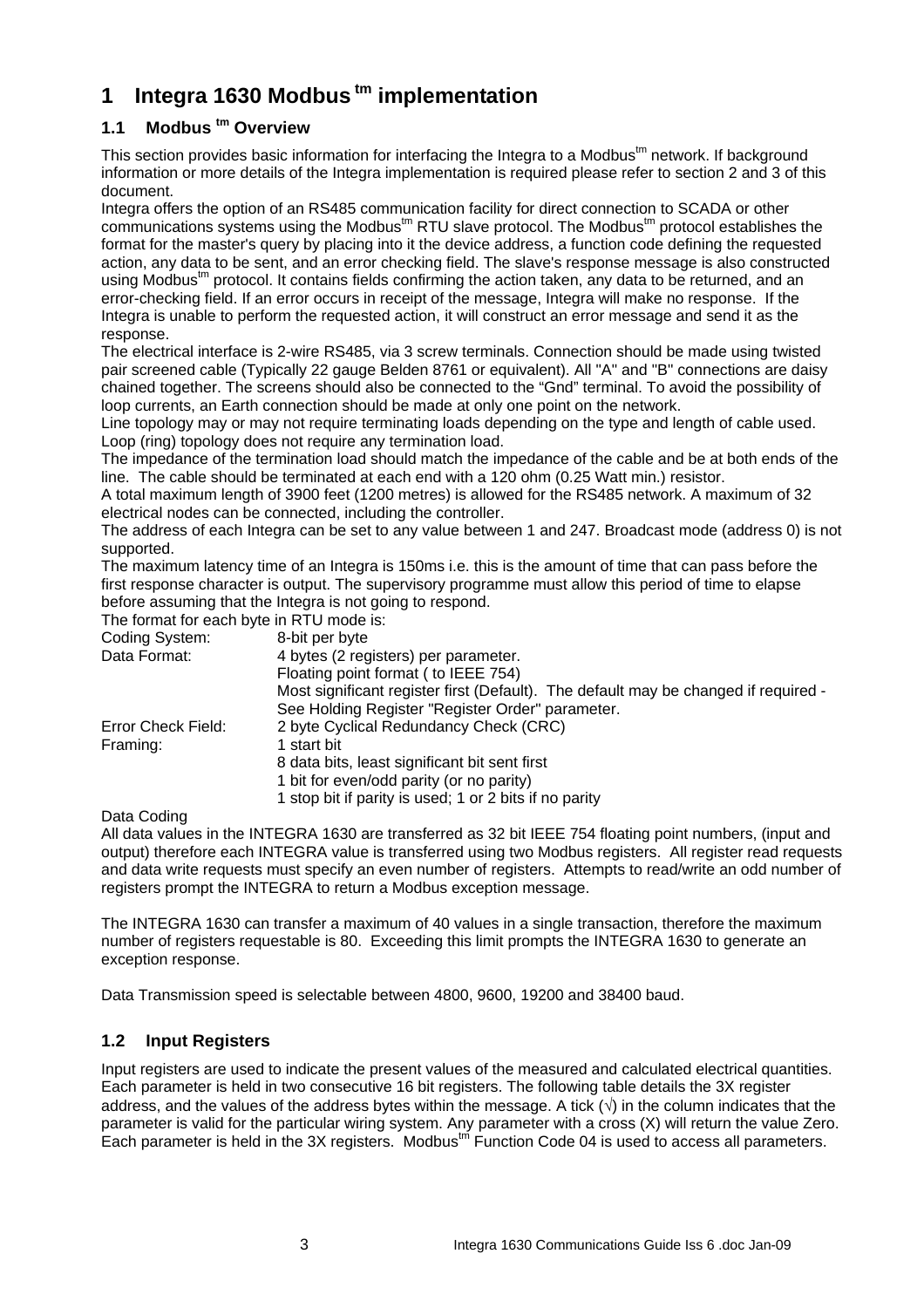# 1 Integra 1630 Modbus tm implementation

## 1.1 Modbus tm Overview

This section provides basic information for interfacing the Integra to a Modbus[tm] network. If background information or more details of the Integra implementation is required please refer to section 2 and 3 of this document.

Integra offers the option of an RS485 communication facility for direct connection to SCADA or other communications systems using the Modbus[tm] RTU slave protocol. The Modbus[tm] protocol establishes the format for the master's query by placing into it the device address, a function code defining the requested action, any data to be sent, and an error checking field. The slave's response message is also constructed using Modbus[tm] protocol. It contains fields confirming the action taken, any data to be returned, and an error-checking field. If an error occurs in receipt of the message, Integra will make no response. If the Integra is unable to perform the requested action, it will construct an error message and send it as the response.

The electrical interface is 2-wire RS485, via 3 screw terminals. Connection should be made using twisted pair screened cable (Typically 22 gauge Belden 8761 or equivalent). All "A" and "B" connections are daisy chained together. The screens should also be connected to the “Gnd” terminal. To avoid the possibility of loop currents, an Earth connection should be made at only one point on the network.

Line topology may or may not require terminating loads depending on the type and length of cable used. Loop (ring) topology does not require any termination load.

The impedance of the termination load should match the impedance of the cable and be at both ends of the line. The cable should be terminated at each end with a 120 ohm (0.25 Watt min.) resistor.

A total maximum length of 3900 feet (1200 metres) is allowed for the RS485 network. A maximum of 32 electrical nodes can be connected, including the controller.

The address of each Integra can be set to any value between 1 and 247. Broadcast mode (address 0) is not supported.

The maximum latency time of an Integra is 150ms i.e. this is the amount of time that can pass before the first response character is output. The supervisory programme must allow this period of time to elapse before assuming that the Integra is not going to respond.

The format for each byte in RTU mode is:

| | |
|---|---|
| Coding System: | 8-bit per byte |
| Data Format: | 4 bytes (2 registers) per parameter.<br>Floating point format ( to IEEE 754)<br>Most significant register first (Default). The default may be changed if required - See Holding Register "Register Order" parameter. |
| Error Check Field: | 2 byte Cyclical Redundancy Check (CRC) |
| Framing: | 1 start bit<br>8 data bits, least significant bit sent first<br>1 bit for even/odd parity (or no parity)<br>1 stop bit if parity is used; 1 or 2 bits if no parity |

Data Coding

All data values in the INTEGRA 1630 are transferred as 32 bit IEEE 754 floating point numbers, (input and output) therefore each INTEGRA value is transferred using two Modbus registers. All register read requests and data write requests must specify an even number of registers. Attempts to read/write an odd number of registers prompt the INTEGRA to return a Modbus exception message.

The INTEGRA 1630 can transfer a maximum of 40 values in a single transaction, therefore the maximum number of registers requestable is 80. Exceeding this limit prompts the INTEGRA 1630 to generate an exception response.

Data Transmission speed is selectable between 4800, 9600, 19200 and 38400 baud.

## 1.2 Input Registers

Input registers are used to indicate the present values of the measured and calculated electrical quantities. Each parameter is held in two consecutive 16 bit registers. The following table details the 3X register address, and the values of the address bytes within the message. A tick (√) in the column indicates that the parameter is valid for the particular wiring system. Any parameter with a cross (X) will return the value Zero. Each parameter is held in the 3X registers. Modbus[tm] Function Code 04 is used to access all parameters.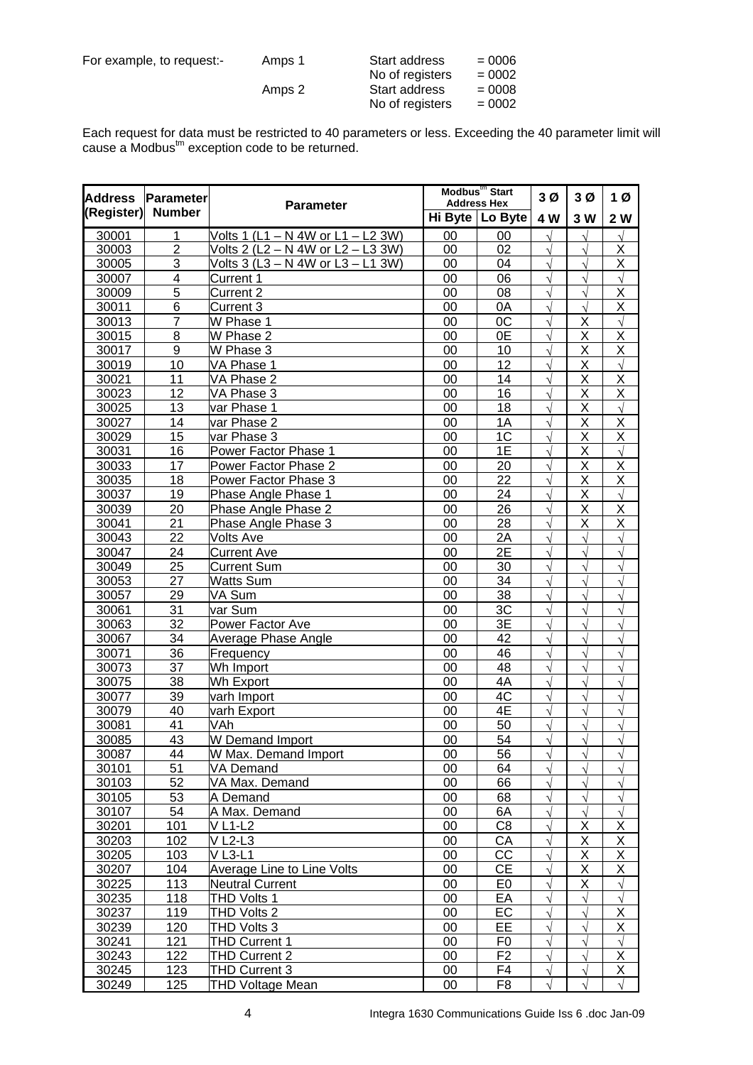For example, to request:- Amps 1 Start address = 0006
No of registers = 0002
Amps 2 Start address = 0008
No of registers = 0002

Each request for data must be restricted to 40 parameters or less. Exceeding the 40 parameter limit will cause a Modbus[tm] exception code to be returned.

| Address (Register) | Parameter Number | Parameter | Modbus[tm] Start Address Hex | | 3 Ø | 3 Ø | 1 Ø |
|---|---|---|---|---|---|---|---|
| | | | Hi Byte | Lo Byte | 4 W | 3 W | 2 W |
| 30001 | 1 | Volts 1 (L1 – N 4W or L1 – L2 3W) | 00 | 00 | √ | √ | √ |
| 30003 | 2 | Volts 2 (L2 – N 4W or L2 – L3 3W) | 00 | 02 | √ | √ | X |
| 30005 | 3 | Volts 3 (L3 – N 4W or L3 – L1 3W) | 00 | 04 | √ | √ | X |
| 30007 | 4 | Current 1 | 00 | 06 | √ | √ | √ |
| 30009 | 5 | Current 2 | 00 | 08 | √ | √ | X |
| 30011 | 6 | Current 3 | 00 | 0A | √ | √ | X |
| 30013 | 7 | W Phase 1 | 00 | 0C | √ | X | √ |
| 30015 | 8 | W Phase 2 | 00 | 0E | √ | X | X |
| 30017 | 9 | W Phase 3 | 00 | 10 | √ | X | X |
| 30019 | 10 | VA Phase 1 | 00 | 12 | √ | X | √ |
| 30021 | 11 | VA Phase 2 | 00 | 14 | √ | X | X |
| 30023 | 12 | VA Phase 3 | 00 | 16 | √ | X | X |
| 30025 | 13 | var Phase 1 | 00 | 18 | √ | X | √ |
| 30027 | 14 | var Phase 2 | 00 | 1A | √ | X | X |
| 30029 | 15 | var Phase 3 | 00 | 1C | √ | X | X |
| 30031 | 16 | Power Factor Phase 1 | 00 | 1E | √ | X | √ |
| 30033 | 17 | Power Factor Phase 2 | 00 | 20 | √ | X | X |
| 30035 | 18 | Power Factor Phase 3 | 00 | 22 | √ | X | X |
| 30037 | 19 | Phase Angle Phase 1 | 00 | 24 | √ | X | √ |
| 30039 | 20 | Phase Angle Phase 2 | 00 | 26 | √ | X | X |
| 30041 | 21 | Phase Angle Phase 3 | 00 | 28 | √ | X | X |
| 30043 | 22 | Volts Ave | 00 | 2A | √ | √ | √ |
| 30047 | 24 | Current Ave | 00 | 2E | √ | √ | √ |
| 30049 | 25 | Current Sum | 00 | 30 | √ | √ | √ |
| 30053 | 27 | Watts Sum | 00 | 34 | √ | √ | √ |
| 30057 | 29 | VA Sum | 00 | 38 | √ | √ | √ |
| 30061 | 31 | var Sum | 00 | 3C | √ | √ | √ |
| 30063 | 32 | Power Factor Ave | 00 | 3E | √ | √ | √ |
| 30067 | 34 | Average Phase Angle | 00 | 42 | √ | √ | √ |
| 30071 | 36 | Frequency | 00 | 46 | √ | √ | √ |
| 30073 | 37 | Wh Import | 00 | 48 | √ | √ | √ |
| 30075 | 38 | Wh Export | 00 | 4A | √ | √ | √ |
| 30077 | 39 | varh Import | 00 | 4C | √ | √ | √ |
| 30079 | 40 | varh Export | 00 | 4E | √ | √ | √ |
| 30081 | 41 | VAh | 00 | 50 | √ | √ | √ |
| 30085 | 43 | W Demand Import | 00 | 54 | √ | √ | √ |
| 30087 | 44 | W Max. Demand Import | 00 | 56 | √ | √ | √ |
| 30101 | 51 | VA Demand | 00 | 64 | √ | √ | √ |
| 30103 | 52 | VA Max. Demand | 00 | 66 | √ | √ | √ |
| 30105 | 53 | A Demand | 00 | 68 | √ | √ | √ |
| 30107 | 54 | A Max. Demand | 00 | 6A | √ | √ | √ |
| 30201 | 101 | V L1-L2 | 00 | C8 | √ | X | X |
| 30203 | 102 | V L2-L3 | 00 | CA | √ | X | X |
| 30205 | 103 | V L3-L1 | 00 | CC | √ | X | X |
| 30207 | 104 | Average Line to Line Volts | 00 | CE | √ | X | X |
| 30225 | 113 | Neutral Current | 00 | E0 | √ | X | √ |
| 30235 | 118 | THD Volts 1 | 00 | EA | √ | √ | √ |
| 30237 | 119 | THD Volts 2 | 00 | EC | √ | √ | X |
| 30239 | 120 | THD Volts 3 | 00 | EE | √ | √ | X |
| 30241 | 121 | THD Current 1 | 00 | F0 | √ | √ | √ |
| 30243 | 122 | THD Current 2 | 00 | F2 | √ | √ | X |
| 30245 | 123 | THD Current 3 | 00 | F4 | √ | √ | X |
| 30249 | 125 | THD Voltage Mean | 00 | F8 | √ | √ | √ |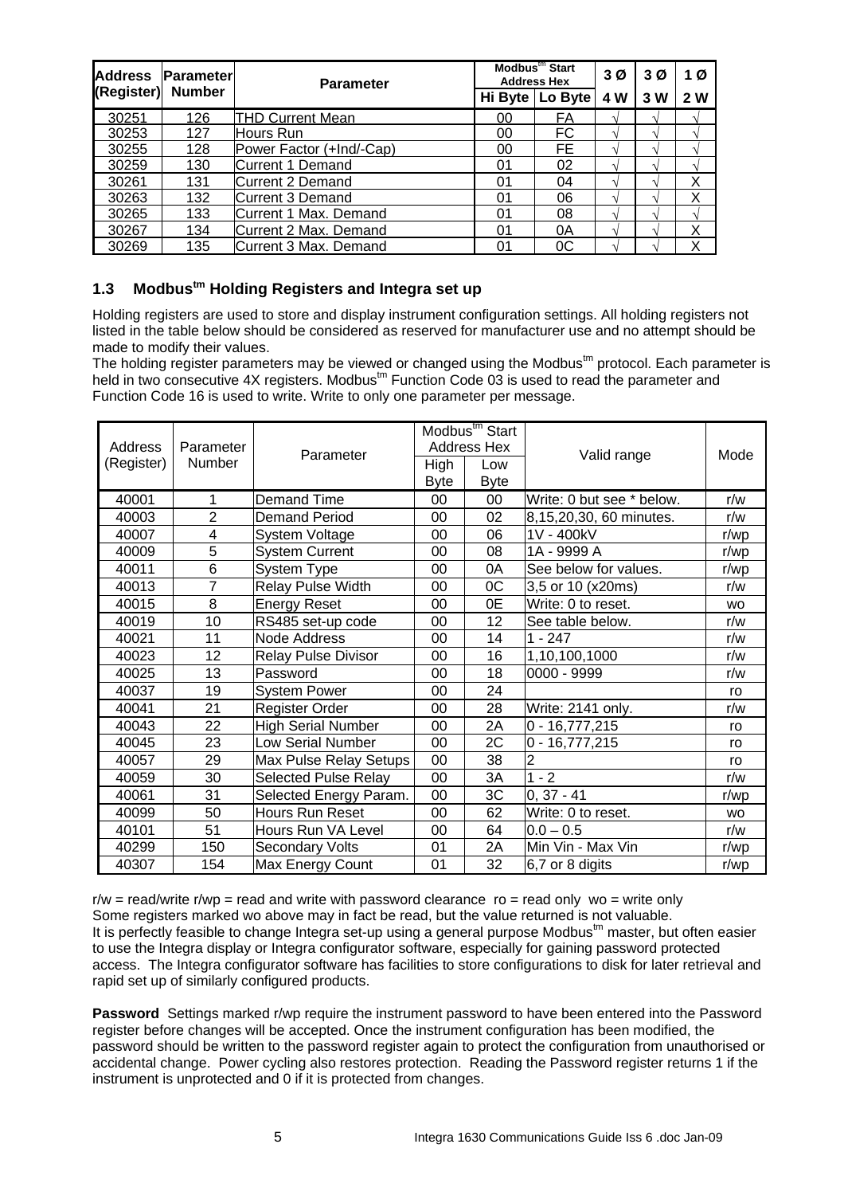| Address (Register) | Parameter Number | Parameter | Modbus[tm] Start Address Hex | | 3 Ø | 3 Ø | 1 Ø |
|---|---|---|---|---|---|---|---|
| | | | Hi Byte | Lo Byte | 4 W | 3 W | 2 W |
| 30251 | 126 | THD Current Mean | 00 | FA | √ | √ | √ |
| 30253 | 127 | Hours Run | 00 | FC | √ | √ | √ |
| 30255 | 128 | Power Factor (+Ind/-Cap) | 00 | FE | √ | √ | √ |
| 30259 | 130 | Current 1 Demand | 01 | 02 | √ | √ | √ |
| 30261 | 131 | Current 2 Demand | 01 | 04 | √ | √ | X |
| 30263 | 132 | Current 3 Demand | 01 | 06 | √ | √ | X |
| 30265 | 133 | Current 1 Max. Demand | 01 | 08 | √ | √ | √ |
| 30267 | 134 | Current 2 Max. Demand | 01 | 0A | √ | √ | X |
| 30269 | 135 | Current 3 Max. Demand | 01 | 0C | √ | √ | X |

### 1.3 Modbus[tm] Holding Registers and Integra set up

Holding registers are used to store and display instrument configuration settings. All holding registers not listed in the table below should be considered as reserved for manufacturer use and no attempt should be made to modify their values.

The holding register parameters may be viewed or changed using the Modbus[tm] protocol. Each parameter is held in two consecutive 4X registers. Modbus[tm] Function Code 03 is used to read the parameter and Function Code 16 is used to write. Write to only one parameter per message.

| Address (Register) | Parameter Number | Parameter | Modbus[tm] Start Address Hex | | Valid range | Mode |
|---|---|---|---|---|---|---|
| | | | High Byte | Low Byte | | |
| 40001 | 1 | Demand Time | 00 | 00 | Write: 0 but see * below. | r/w |
| 40003 | 2 | Demand Period | 00 | 02 | 8,15,20,30, 60 minutes. | r/w |
| 40007 | 4 | System Voltage | 00 | 06 | 1V - 400kV | r/wp |
| 40009 | 5 | System Current | 00 | 08 | 1A - 9999 A | r/wp |
| 40011 | 6 | System Type | 00 | 0A | See below for values. | r/wp |
| 40013 | 7 | Relay Pulse Width | 00 | 0C | 3,5 or 10 (x20ms) | r/w |
| 40015 | 8 | Energy Reset | 00 | 0E | Write: 0 to reset. | wo |
| 40019 | 10 | RS485 set-up code | 00 | 12 | See table below. | r/w |
| 40021 | 11 | Node Address | 00 | 14 | 1 - 247 | r/w |
| 40023 | 12 | Relay Pulse Divisor | 00 | 16 | 1,10,100,1000 | r/w |
| 40025 | 13 | Password | 00 | 18 | 0000 - 9999 | r/w |
| 40037 | 19 | System Power | 00 | 24 | | ro |
| 40041 | 21 | Register Order | 00 | 28 | Write: 2141 only. | r/w |
| 40043 | 22 | High Serial Number | 00 | 2A | 0 - 16,777,215 | ro |
| 40045 | 23 | Low Serial Number | 00 | 2C | 0 - 16,777,215 | ro |
| 40057 | 29 | Max Pulse Relay Setups | 00 | 38 | 2 | ro |
| 40059 | 30 | Selected Pulse Relay | 00 | 3A | 1 - 2 | r/w |
| 40061 | 31 | Selected Energy Param. | 00 | 3C | 0, 37 - 41 | r/wp |
| 40099 | 50 | Hours Run Reset | 00 | 62 | Write: 0 to reset. | wo |
| 40101 | 51 | Hours Run VA Level | 00 | 64 | 0.0 – 0.5 | r/w |
| 40299 | 150 | Secondary Volts | 01 | 2A | Min Vin - Max Vin | r/wp |
| 40307 | 154 | Max Energy Count | 01 | 32 | 6,7 or 8 digits | r/wp |

r/w = read/write r/wp = read and write with password clearance ro = read only wo = write only
Some registers marked wo above may in fact be read, but the value returned is not valuable.
It is perfectly feasible to change Integra set-up using a general purpose Modbus[tm] master, but often easier to use the Integra display or Integra configurator software, especially for gaining password protected access. The Integra configurator software has facilities to store configurations to disk for later retrieval and rapid set up of similarly configured products.

**Password** Settings marked r/wp require the instrument password to have been entered into the Password register before changes will be accepted. Once the instrument configuration has been modified, the password should be written to the password register again to protect the configuration from unauthorised or accidental change. Power cycling also restores protection. Reading the Password register returns 1 if the instrument is unprotected and 0 if it is protected from changes.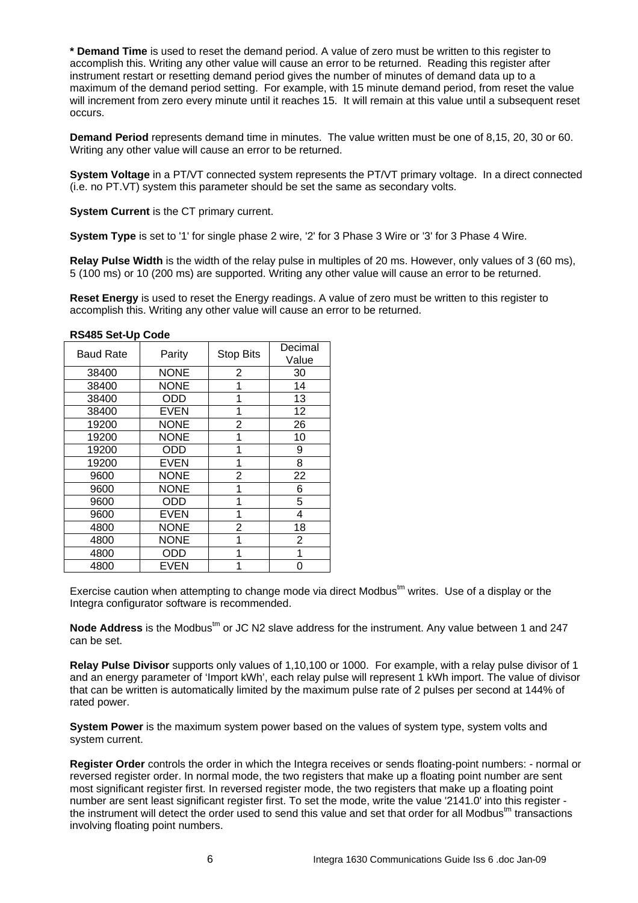**\* Demand Time** is used to reset the demand period. A value of zero must be written to this register to accomplish this. Writing any other value will cause an error to be returned. Reading this register after instrument restart or resetting demand period gives the number of minutes of demand data up to a maximum of the demand period setting. For example, with 15 minute demand period, from reset the value will increment from zero every minute until it reaches 15. It will remain at this value until a subsequent reset occurs.

**Demand Period** represents demand time in minutes. The value written must be one of 8,15, 20, 30 or 60. Writing any other value will cause an error to be returned.

**System Voltage** in a PT/VT connected system represents the PT/VT primary voltage. In a direct connected (i.e. no PT.VT) system this parameter should be set the same as secondary volts.

**System Current** is the CT primary current.

**System Type** is set to '1' for single phase 2 wire, '2' for 3 Phase 3 Wire or '3' for 3 Phase 4 Wire.

**Relay Pulse Width** is the width of the relay pulse in multiples of 20 ms. However, only values of 3 (60 ms), 5 (100 ms) or 10 (200 ms) are supported. Writing any other value will cause an error to be returned.

**Reset Energy** is used to reset the Energy readings. A value of zero must be written to this register to accomplish this. Writing any other value will cause an error to be returned.

**RS485 Set-Up Code**

| Baud Rate | Parity | Stop Bits | Decimal Value |
|---|---|---|---|
| 38400 | NONE | 2 | 30 |
| 38400 | NONE | 1 | 14 |
| 38400 | ODD | 1 | 13 |
| 38400 | EVEN | 1 | 12 |
| 19200 | NONE | 2 | 26 |
| 19200 | NONE | 1 | 10 |
| 19200 | ODD | 1 | 9 |
| 19200 | EVEN | 1 | 8 |
| 9600 | NONE | 2 | 22 |
| 9600 | NONE | 1 | 6 |
| 9600 | ODD | 1 | 5 |
| 9600 | EVEN | 1 | 4 |
| 4800 | NONE | 2 | 18 |
| 4800 | NONE | 1 | 2 |
| 4800 | ODD | 1 | 1 |
| 4800 | EVEN | 1 | 0 |

Exercise caution when attempting to change mode via direct Modbus[tm] writes. Use of a display or the Integra configurator software is recommended.

**Node Address** is the Modbus[tm] or JC N2 slave address for the instrument. Any value between 1 and 247 can be set.

**Relay Pulse Divisor** supports only values of 1,10,100 or 1000. For example, with a relay pulse divisor of 1 and an energy parameter of 'Import kWh', each relay pulse will represent 1 kWh import. The value of divisor that can be written is automatically limited by the maximum pulse rate of 2 pulses per second at 144% of rated power.

**System Power** is the maximum system power based on the values of system type, system volts and system current.

**Register Order** controls the order in which the Integra receives or sends floating-point numbers: - normal or reversed register order. In normal mode, the two registers that make up a floating point number are sent most significant register first. In reversed register mode, the two registers that make up a floating point number are sent least significant register first. To set the mode, write the value '2141.0' into this register - the instrument will detect the order used to send this value and set that order for all Modbus[tm] transactions involving floating point numbers.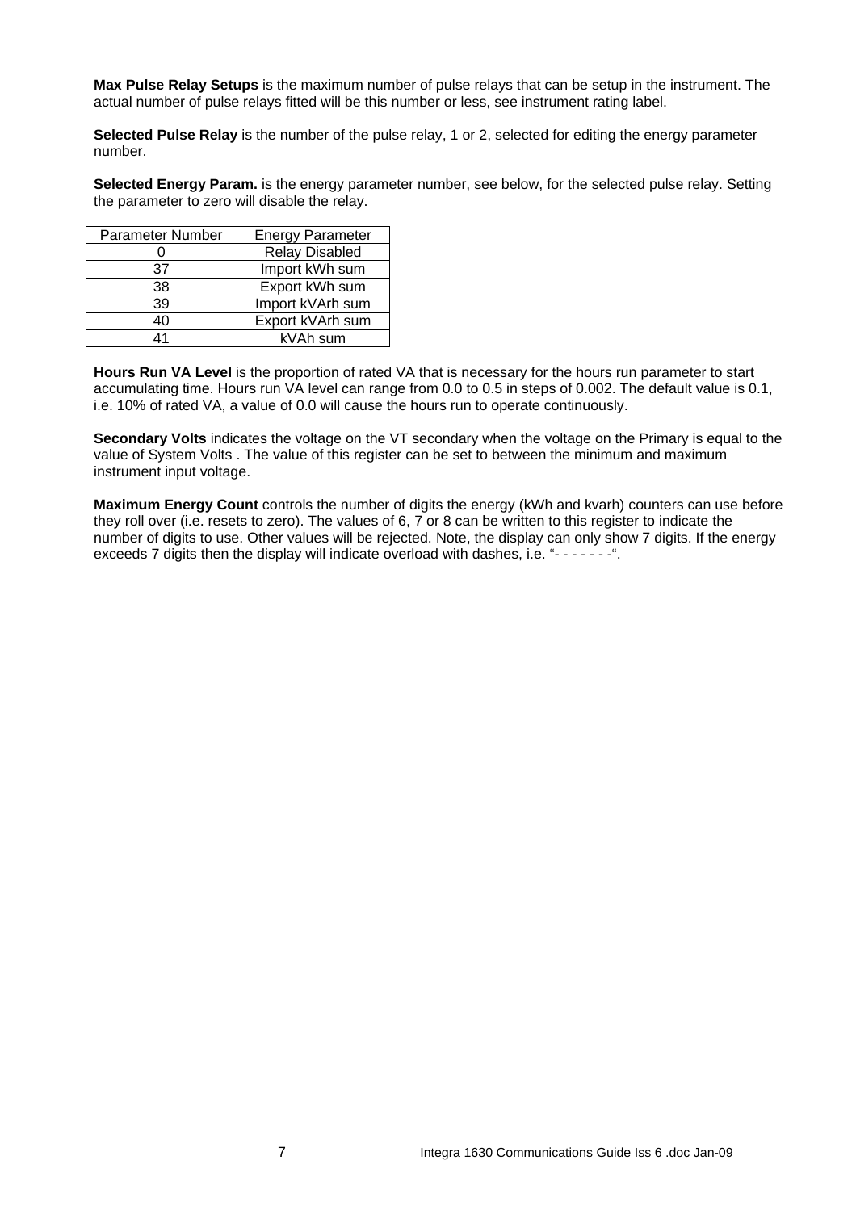**Max Pulse Relay Setups** is the maximum number of pulse relays that can be setup in the instrument. The actual number of pulse relays fitted will be this number or less, see instrument rating label.

**Selected Pulse Relay** is the number of the pulse relay, 1 or 2, selected for editing the energy parameter number.

**Selected Energy Param.** is the energy parameter number, see below, for the selected pulse relay. Setting the parameter to zero will disable the relay.

| Parameter Number | Energy Parameter |
|---|---|
| 0 | Relay Disabled |
| 37 | Import kWh sum |
| 38 | Export kWh sum |
| 39 | Import kVArh sum |
| 40 | Export kVArh sum |
| 41 | kVAh sum |

**Hours Run VA Level** is the proportion of rated VA that is necessary for the hours run parameter to start accumulating time. Hours run VA level can range from 0.0 to 0.5 in steps of 0.002. The default value is 0.1, i.e. 10% of rated VA, a value of 0.0 will cause the hours run to operate continuously.

**Secondary Volts** indicates the voltage on the VT secondary when the voltage on the Primary is equal to the value of System Volts . The value of this register can be set to between the minimum and maximum instrument input voltage.

**Maximum Energy Count** controls the number of digits the energy (kWh and kvarh) counters can use before they roll over (i.e. resets to zero). The values of 6, 7 or 8 can be written to this register to indicate the number of digits to use. Other values will be rejected. Note, the display can only show 7 digits. If the energy exceeds 7 digits then the display will indicate overload with dashes, i.e. "- - - - - - -".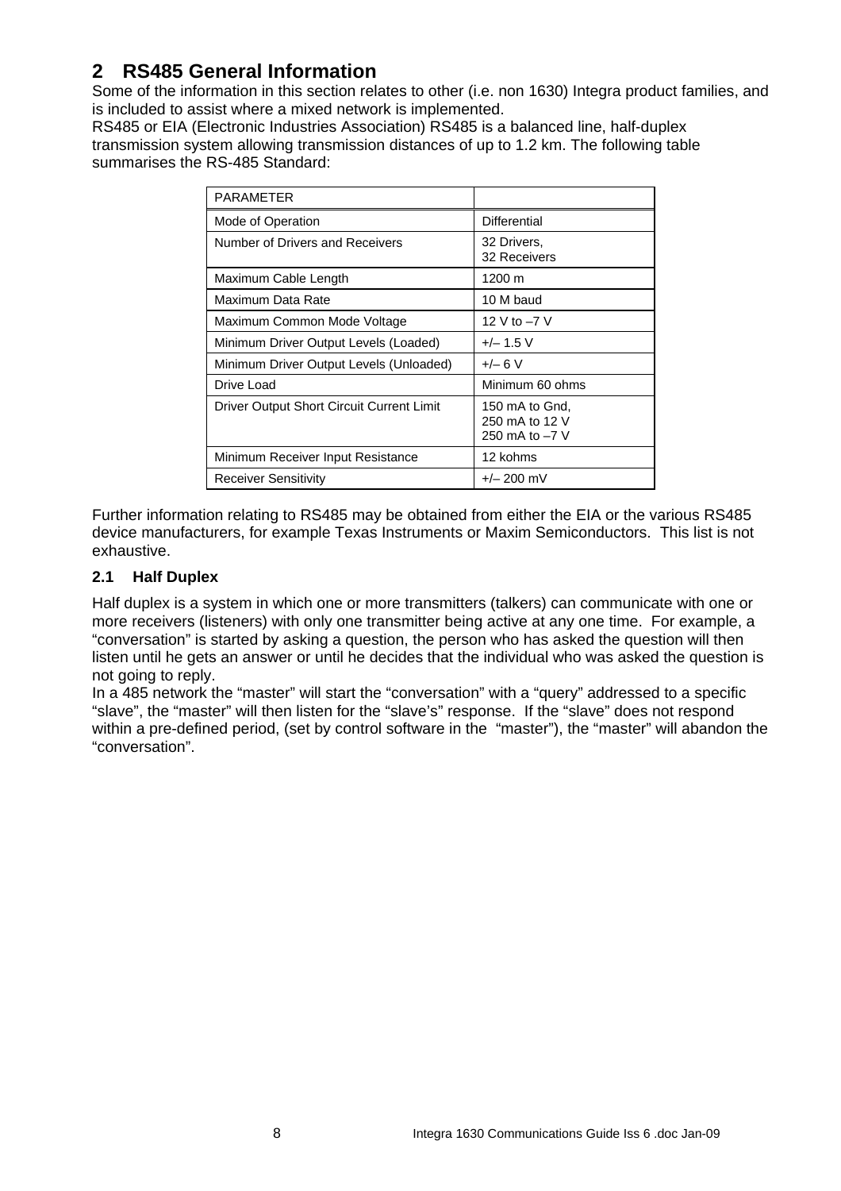# 2 RS485 General Information

Some of the information in this section relates to other (i.e. non 1630) Integra product families, and is included to assist where a mixed network is implemented.

RS485 or EIA (Electronic Industries Association) RS485 is a balanced line, half-duplex transmission system allowing transmission distances of up to 1.2 km. The following table summarises the RS-485 Standard:

| PARAMETER | |
|---|---|
| Mode of Operation | Differential |
| Number of Drivers and Receivers | 32 Drivers,<br>32 Receivers |
| Maximum Cable Length | 1200 m |
| Maximum Data Rate | 10 M baud |
| Maximum Common Mode Voltage | 12 V to –7 V |
| Minimum Driver Output Levels (Loaded) | +/– 1.5 V |
| Minimum Driver Output Levels (Unloaded) | +/– 6 V |
| Drive Load | Minimum 60 ohms |
| Driver Output Short Circuit Current Limit | 150 mA to Gnd,<br>250 mA to 12 V<br>250 mA to –7 V |
| Minimum Receiver Input Resistance | 12 kohms |
| Receiver Sensitivity | +/– 200 mV |

Further information relating to RS485 may be obtained from either the EIA or the various RS485 device manufacturers, for example Texas Instruments or Maxim Semiconductors. This list is not exhaustive.

## 2.1 Half Duplex

Half duplex is a system in which one or more transmitters (talkers) can communicate with one or more receivers (listeners) with only one transmitter being active at any one time. For example, a "conversation" is started by asking a question, the person who has asked the question will then listen until he gets an answer or until he decides that the individual who was asked the question is not going to reply.

In a 485 network the "master" will start the "conversation" with a "query" addressed to a specific "slave", the "master" will then listen for the "slave's" response. If the "slave" does not respond within a pre-defined period, (set by control software in the "master"), the "master" will abandon the "conversation".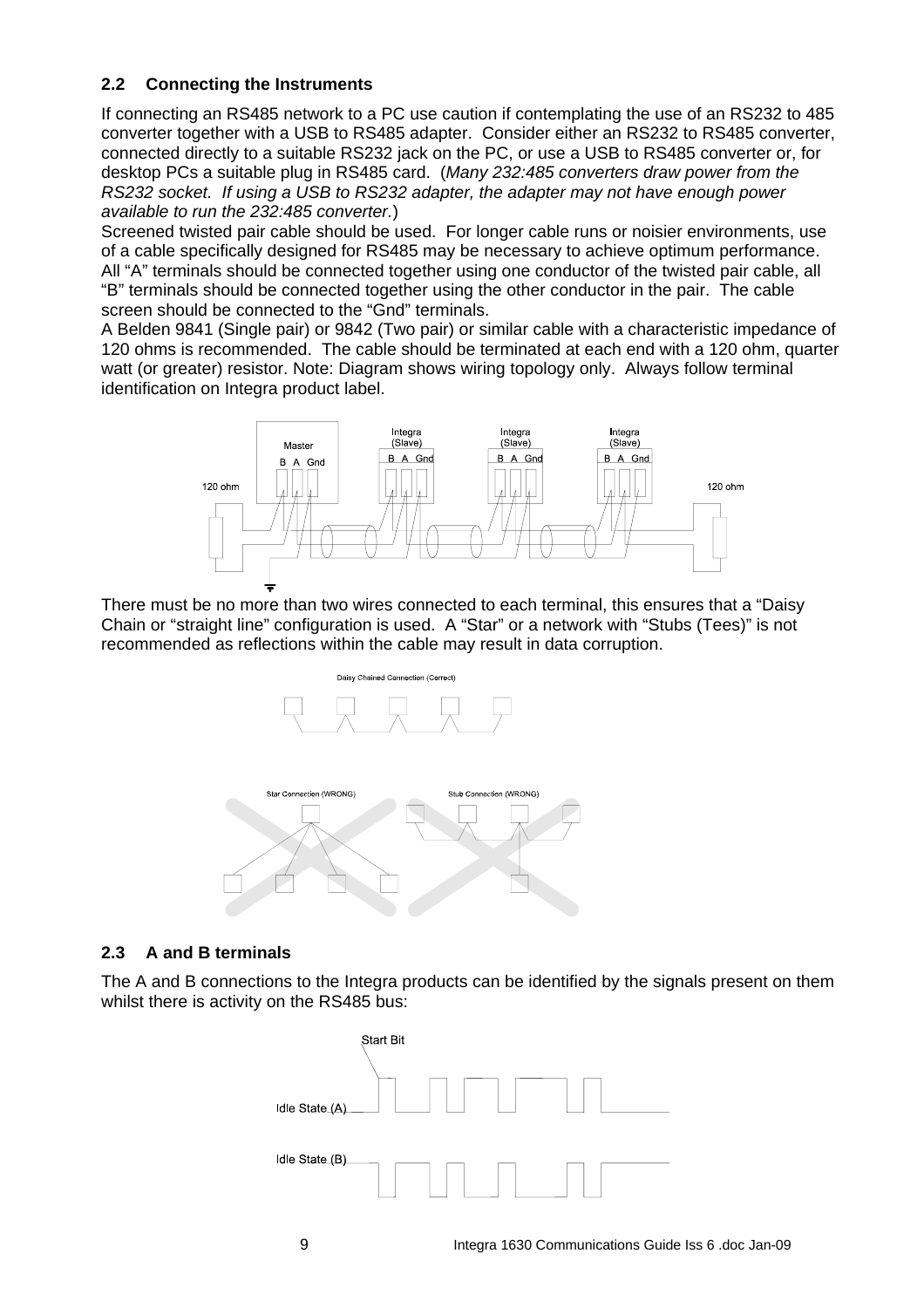### 2.2 Connecting the Instruments

If connecting an RS485 network to a PC use caution if contemplating the use of an RS232 to 485 converter together with a USB to RS485 adapter. Consider either an RS232 to RS485 converter, connected directly to a suitable RS232 jack on the PC, or use a USB to RS485 converter or, for desktop PCs a suitable plug in RS485 card. (*Many 232:485 converters draw power from the RS232 socket. If using a USB to RS232 adapter, the adapter may not have enough power available to run the 232:485 converter.*)

Screened twisted pair cable should be used. For longer cable runs or noisier environments, use of a cable specifically designed for RS485 may be necessary to achieve optimum performance. All "A" terminals should be connected together using one conductor of the twisted pair cable, all "B" terminals should be connected together using the other conductor in the pair. The cable screen should be connected to the "Gnd" terminals.

A Belden 9841 (Single pair) or 9842 (Two pair) or similar cable with a characteristic impedance of 120 ohms is recommended. The cable should be terminated at each end with a 120 ohm, quarter watt (or greater) resistor. Note: Diagram shows wiring topology only. Always follow terminal identification on Integra product label.

There must be no more than two wires connected to each terminal, this ensures that a "Daisy Chain or "straight line" configuration is used. A "Star" or a network with "Stubs (Tees)" is not recommended as reflections within the cable may result in data corruption.

### 2.3 A and B terminals

The A and B connections to the Integra products can be identified by the signals present on them whilst there is activity on the RS485 bus: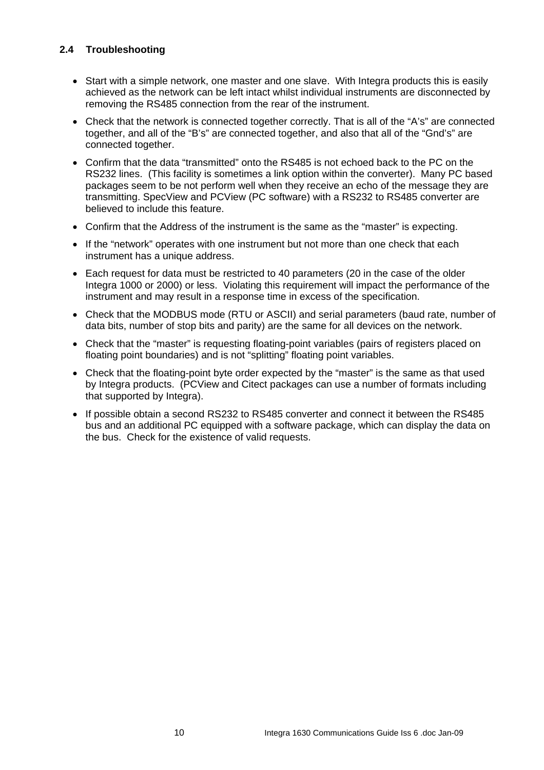## 2.4 Troubleshooting

- Start with a simple network, one master and one slave. With Integra products this is easily achieved as the network can be left intact whilst individual instruments are disconnected by removing the RS485 connection from the rear of the instrument.
- Check that the network is connected together correctly. That is all of the "A's" are connected together, and all of the "B's" are connected together, and also that all of the "Gnd's" are connected together.
- Confirm that the data "transmitted" onto the RS485 is not echoed back to the PC on the RS232 lines. (This facility is sometimes a link option within the converter). Many PC based packages seem to be not perform well when they receive an echo of the message they are transmitting. SpecView and PCView (PC software) with a RS232 to RS485 converter are believed to include this feature.
- Confirm that the Address of the instrument is the same as the "master" is expecting.
- If the "network" operates with one instrument but not more than one check that each instrument has a unique address.
- Each request for data must be restricted to 40 parameters (20 in the case of the older Integra 1000 or 2000) or less. Violating this requirement will impact the performance of the instrument and may result in a response time in excess of the specification.
- Check that the MODBUS mode (RTU or ASCII) and serial parameters (baud rate, number of data bits, number of stop bits and parity) are the same for all devices on the network.
- Check that the "master" is requesting floating-point variables (pairs of registers placed on floating point boundaries) and is not "splitting" floating point variables.
- Check that the floating-point byte order expected by the "master" is the same as that used by Integra products. (PCView and Citect packages can use a number of formats including that supported by Integra).
- If possible obtain a second RS232 to RS485 converter and connect it between the RS485 bus and an additional PC equipped with a software package, which can display the data on the bus. Check for the existence of valid requests.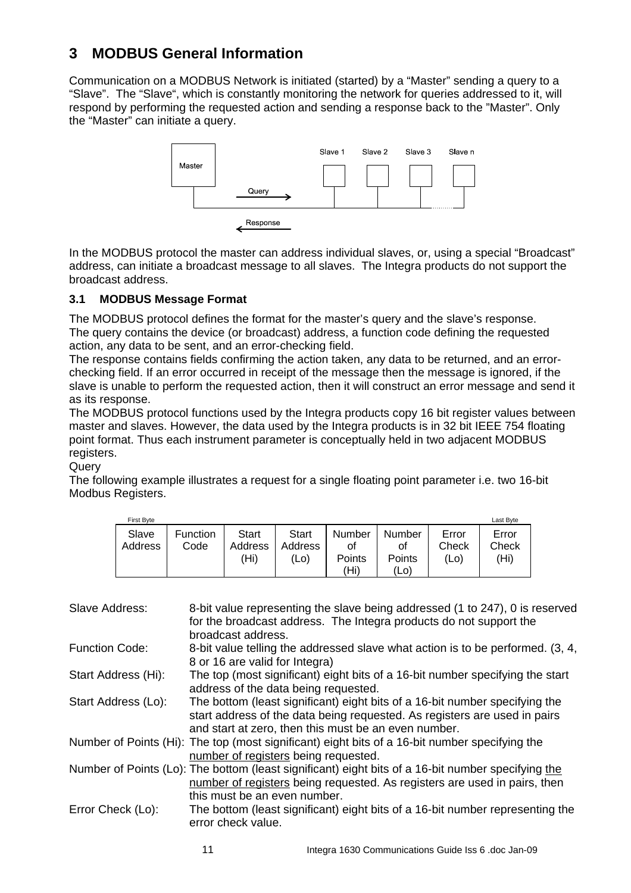# 3 MODBUS General Information

Communication on a MODBUS Network is initiated (started) by a "Master" sending a query to a "Slave". The "Slave", which is constantly monitoring the network for queries addressed to it, will respond by performing the requested action and sending a response back to the "Master". Only the "Master" can initiate a query.

In the MODBUS protocol the master can address individual slaves, or, using a special "Broadcast" address, can initiate a broadcast message to all slaves. The Integra products do not support the broadcast address.

## 3.1 MODBUS Message Format

The MODBUS protocol defines the format for the master's query and the slave's response.
The query contains the device (or broadcast) address, a function code defining the requested action, any data to be sent, and an error-checking field.
The response contains fields confirming the action taken, any data to be returned, and an error-checking field. If an error occurred in receipt of the message then the message is ignored, if the slave is unable to perform the requested action, then it will construct an error message and send it as its response.
The MODBUS protocol functions used by the Integra products copy 16 bit register values between master and slaves. However, the data used by the Integra products is in 32 bit IEEE 754 floating point format. Thus each instrument parameter is conceptually held in two adjacent MODBUS registers.

Query

The following example illustrates a request for a single floating point parameter i.e. two 16-bit Modbus Registers.

First Byte → Last Byte

| Slave Address | Function Code | Start Address (Hi) | Start Address (Lo) | Number of Points (Hi) | Number of Points (Lo) | Error Check (Lo) | Error Check (Hi) |
|---|---|---|---|---|---|---|---|

Slave Address: 8-bit value representing the slave being addressed (1 to 247), 0 is reserved for the broadcast address. The Integra products do not support the broadcast address.

Function Code: 8-bit value telling the addressed slave what action is to be performed. (3, 4, 8 or 16 are valid for Integra)

Start Address (Hi): The top (most significant) eight bits of a 16-bit number specifying the start address of the data being requested.

Start Address (Lo): The bottom (least significant) eight bits of a 16-bit number specifying the start address of the data being requested. As registers are used in pairs and start at zero, then this must be an even number.

Number of Points (Hi): The top (most significant) eight bits of a 16-bit number specifying the number of registers being requested.

Number of Points (Lo): The bottom (least significant) eight bits of a 16-bit number specifying the number of registers being requested. As registers are used in pairs, then this must be an even number.

Error Check (Lo): The bottom (least significant) eight bits of a 16-bit number representing the error check value.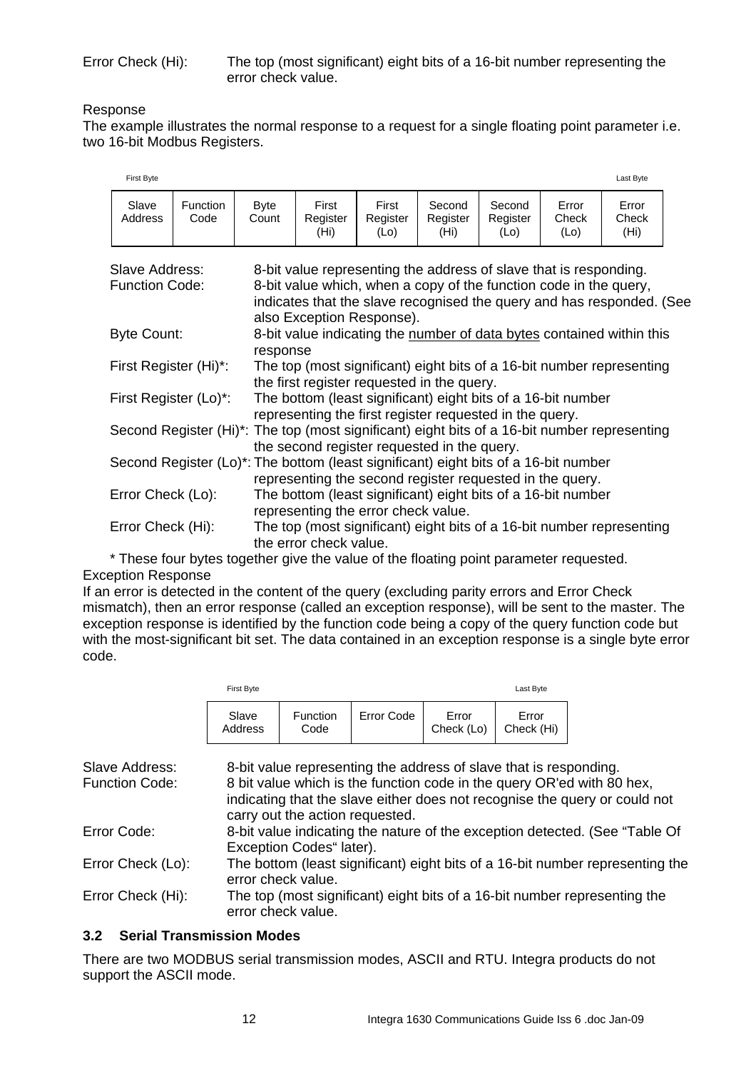Error Check (Hi): The top (most significant) eight bits of a 16-bit number representing the error check value.

Response

The example illustrates the normal response to a request for a single floating point parameter i.e. two 16-bit Modbus Registers.

First Byte — Last Byte

| Slave Address | Function Code | Byte Count | First Register (Hi) | First Register (Lo) | Second Register (Hi) | Second Register (Lo) | Error Check (Lo) | Error Check (Hi) |
|---|---|---|---|---|---|---|---|---|

Slave Address: 8-bit value representing the address of slave that is responding.

Function Code: 8-bit value which, when a copy of the function code in the query, indicates that the slave recognised the query and has responded. (See also Exception Response).

Byte Count: 8-bit value indicating the number of data bytes contained within this response

First Register (Hi)*: The top (most significant) eight bits of a 16-bit number representing the first register requested in the query.

First Register (Lo)*: The bottom (least significant) eight bits of a 16-bit number representing the first register requested in the query.

Second Register (Hi)*: The top (most significant) eight bits of a 16-bit number representing the second register requested in the query.

Second Register (Lo)*: The bottom (least significant) eight bits of a 16-bit number representing the second register requested in the query.

Error Check (Lo): The bottom (least significant) eight bits of a 16-bit number representing the error check value.

Error Check (Hi): The top (most significant) eight bits of a 16-bit number representing the error check value.

\* These four bytes together give the value of the floating point parameter requested.

Exception Response

If an error is detected in the content of the query (excluding parity errors and Error Check mismatch), then an error response (called an exception response), will be sent to the master. The exception response is identified by the function code being a copy of the query function code but with the most-significant bit set. The data contained in an exception response is a single byte error code.

First Byte — Last Byte

| Slave Address | Function Code | Error Code | Error Check (Lo) | Error Check (Hi) |
|---|---|---|---|---|

Slave Address: 8-bit value representing the address of slave that is responding.

Function Code: 8 bit value which is the function code in the query OR'ed with 80 hex, indicating that the slave either does not recognise the query or could not carry out the action requested.

Error Code: 8-bit value indicating the nature of the exception detected. (See "Table Of Exception Codes" later).

Error Check (Lo): The bottom (least significant) eight bits of a 16-bit number representing the error check value.

Error Check (Hi): The top (most significant) eight bits of a 16-bit number representing the error check value.

### 3.2 Serial Transmission Modes

There are two MODBUS serial transmission modes, ASCII and RTU. Integra products do not support the ASCII mode.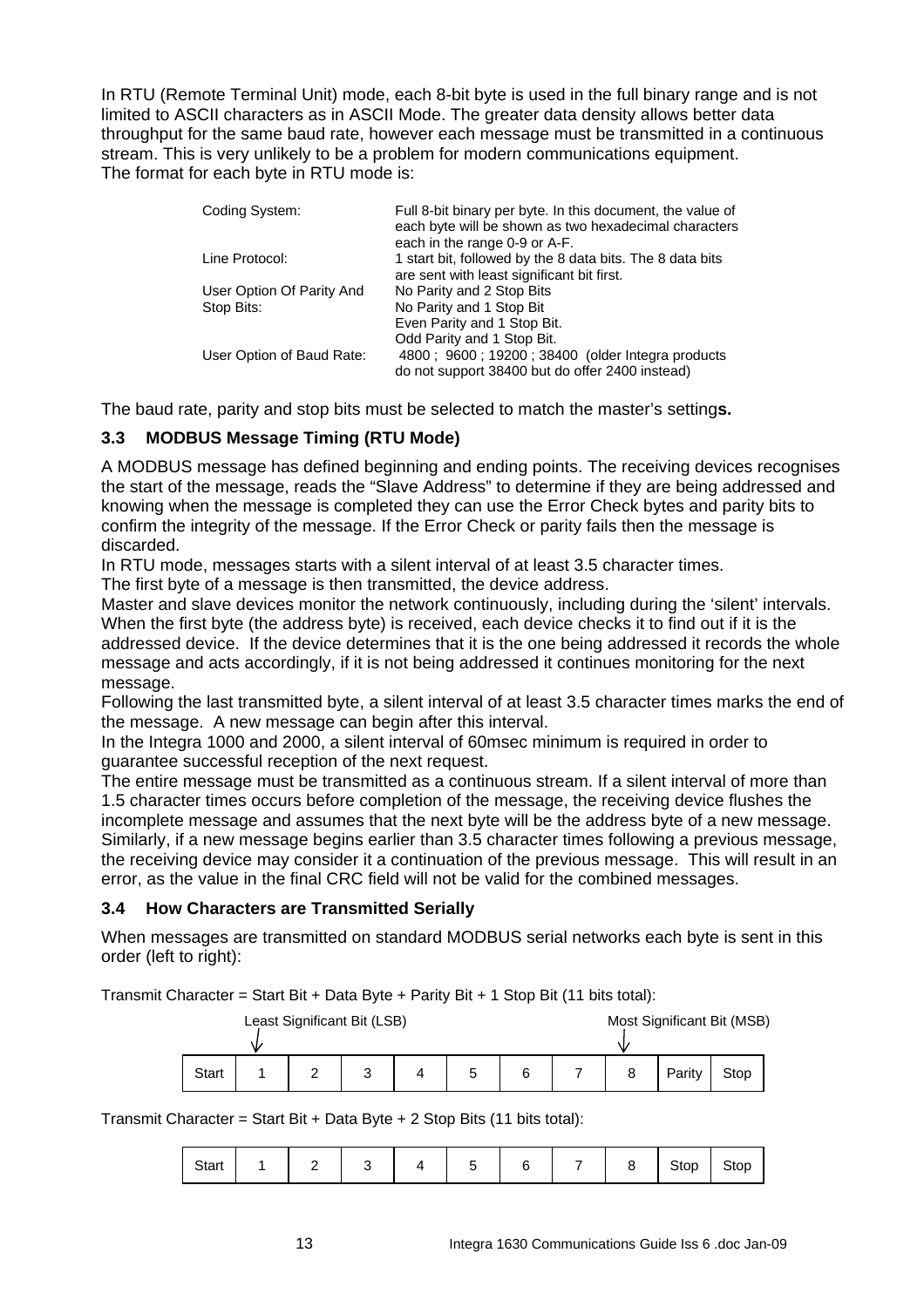In RTU (Remote Terminal Unit) mode, each 8-bit byte is used in the full binary range and is not limited to ASCII characters as in ASCII Mode. The greater data density allows better data throughput for the same baud rate, however each message must be transmitted in a continuous stream. This is very unlikely to be a problem for modern communications equipment.
The format for each byte in RTU mode is:

| | |
|---|---|
| Coding System: | Full 8-bit binary per byte. In this document, the value of each byte will be shown as two hexadecimal characters each in the range 0-9 or A-F. |
| Line Protocol: | 1 start bit, followed by the 8 data bits. The 8 data bits are sent with least significant bit first. |
| User Option Of Parity And Stop Bits: | No Parity and 2 Stop Bits<br>No Parity and 1 Stop Bit<br>Even Parity and 1 Stop Bit.<br>Odd Parity and 1 Stop Bit. |
| User Option of Baud Rate: | 4800 ; 9600 ; 19200 ; 38400 (older Integra products do not support 38400 but do offer 2400 instead) |

The baud rate, parity and stop bits must be selected to match the master's setting**s.**

### 3.3 MODBUS Message Timing (RTU Mode)

A MODBUS message has defined beginning and ending points. The receiving devices recognises the start of the message, reads the "Slave Address" to determine if they are being addressed and knowing when the message is completed they can use the Error Check bytes and parity bits to confirm the integrity of the message. If the Error Check or parity fails then the message is discarded.
In RTU mode, messages starts with a silent interval of at least 3.5 character times.
The first byte of a message is then transmitted, the device address.
Master and slave devices monitor the network continuously, including during the 'silent' intervals. When the first byte (the address byte) is received, each device checks it to find out if it is the addressed device. If the device determines that it is the one being addressed it records the whole message and acts accordingly, if it is not being addressed it continues monitoring for the next message.
Following the last transmitted byte, a silent interval of at least 3.5 character times marks the end of the message. A new message can begin after this interval.
In the Integra 1000 and 2000, a silent interval of 60msec minimum is required in order to guarantee successful reception of the next request.
The entire message must be transmitted as a continuous stream. If a silent interval of more than 1.5 character times occurs before completion of the message, the receiving device flushes the incomplete message and assumes that the next byte will be the address byte of a new message. Similarly, if a new message begins earlier than 3.5 character times following a previous message, the receiving device may consider it a continuation of the previous message. This will result in an error, as the value in the final CRC field will not be valid for the combined messages.

### 3.4 How Characters are Transmitted Serially

When messages are transmitted on standard MODBUS serial networks each byte is sent in this order (left to right):

Transmit Character = Start Bit + Data Byte + Parity Bit + 1 Stop Bit (11 bits total):

| | Least Significant Bit (LSB) | | | | | | | Most Significant Bit (MSB) | | |
|---|---|---|---|---|---|---|---|---|---|---|
| Start | 1 | 2 | 3 | 4 | 5 | 6 | 7 | 8 | Parity | Stop |

Transmit Character = Start Bit + Data Byte + 2 Stop Bits (11 bits total):

| Start | 1 | 2 | 3 | 4 | 5 | 6 | 7 | 8 | Stop | Stop |
|---|---|---|---|---|---|---|---|---|---|---|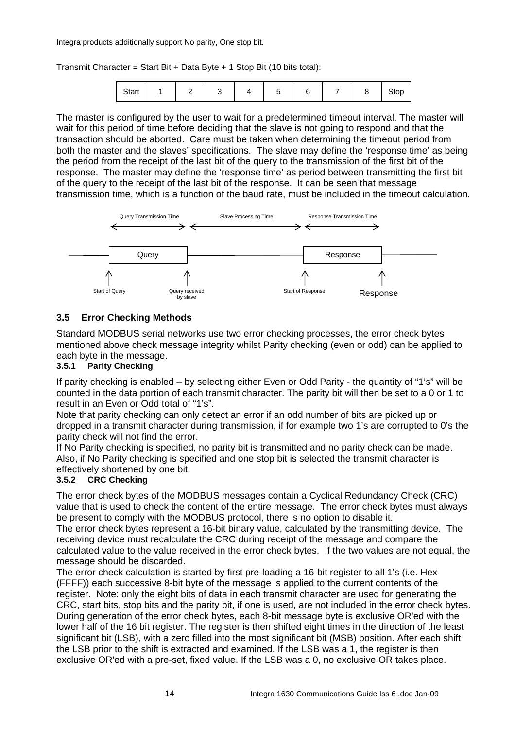Integra products additionally support No parity, One stop bit.

Transmit Character = Start Bit + Data Byte + 1 Stop Bit (10 bits total):

| Start | 1 | 2 | 3 | 4 | 5 | 6 | 7 | 8 | Stop |
|---|---|---|---|---|---|---|---|---|---|

The master is configured by the user to wait for a predetermined timeout interval. The master will wait for this period of time before deciding that the slave is not going to respond and that the transaction should be aborted. Care must be taken when determining the timeout period from both the master and the slaves' specifications. The slave may define the 'response time' as being the period from the receipt of the last bit of the query to the transmission of the first bit of the response. The master may define the 'response time' as period between transmitting the first bit of the query to the receipt of the last bit of the response. It can be seen that message transmission time, which is a function of the baud rate, must be included in the timeout calculation.

Query Transmission Time — Slave Processing Time — Response Transmission Time

Query — Response

Start of Query — Query received by slave — Start of Response — Response

## 3.5 Error Checking Methods

Standard MODBUS serial networks use two error checking processes, the error check bytes mentioned above check message integrity whilst Parity checking (even or odd) can be applied to each byte in the message.

### 3.5.1 Parity Checking

If parity checking is enabled – by selecting either Even or Odd Parity - the quantity of "1's" will be counted in the data portion of each transmit character. The parity bit will then be set to a 0 or 1 to result in an Even or Odd total of "1's".

Note that parity checking can only detect an error if an odd number of bits are picked up or dropped in a transmit character during transmission, if for example two 1's are corrupted to 0's the parity check will not find the error.

If No Parity checking is specified, no parity bit is transmitted and no parity check can be made. Also, if No Parity checking is specified and one stop bit is selected the transmit character is effectively shortened by one bit.

### 3.5.2 CRC Checking

The error check bytes of the MODBUS messages contain a Cyclical Redundancy Check (CRC) value that is used to check the content of the entire message. The error check bytes must always be present to comply with the MODBUS protocol, there is no option to disable it.

The error check bytes represent a 16-bit binary value, calculated by the transmitting device. The receiving device must recalculate the CRC during receipt of the message and compare the calculated value to the value received in the error check bytes. If the two values are not equal, the message should be discarded.

The error check calculation is started by first pre-loading a 16-bit register to all 1's (i.e. Hex (FFFF)) each successive 8-bit byte of the message is applied to the current contents of the register. Note: only the eight bits of data in each transmit character are used for generating the CRC, start bits, stop bits and the parity bit, if one is used, are not included in the error check bytes. During generation of the error check bytes, each 8-bit message byte is exclusive OR'ed with the lower half of the 16 bit register. The register is then shifted eight times in the direction of the least significant bit (LSB), with a zero filled into the most significant bit (MSB) position. After each shift the LSB prior to the shift is extracted and examined. If the LSB was a 1, the register is then exclusive OR'ed with a pre-set, fixed value. If the LSB was a 0, no exclusive OR takes place.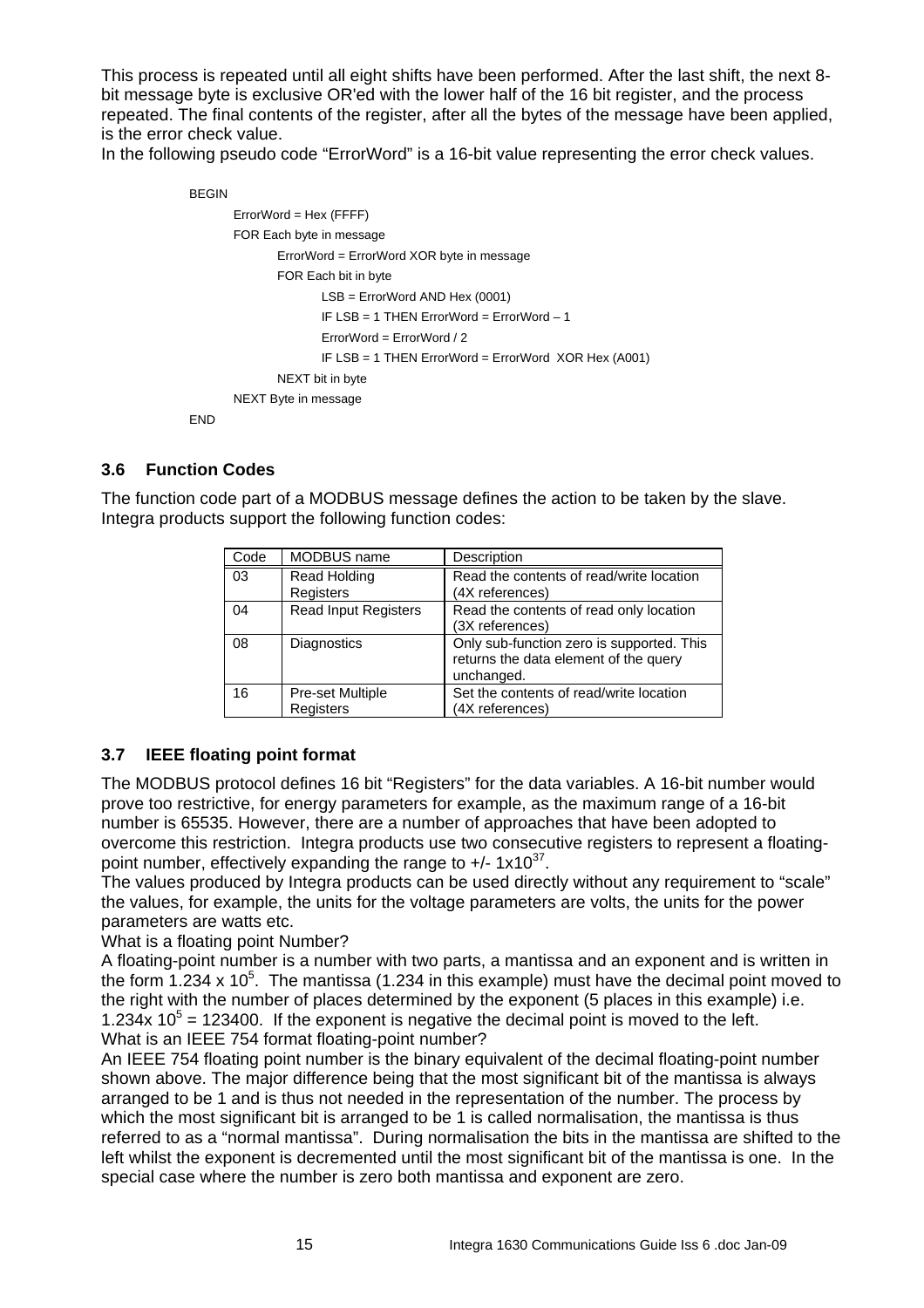This process is repeated until all eight shifts have been performed. After the last shift, the next 8-bit message byte is exclusive OR'ed with the lower half of the 16 bit register, and the process repeated. The final contents of the register, after all the bytes of the message have been applied, is the error check value.

In the following pseudo code "ErrorWord" is a 16-bit value representing the error check values.

```
BEGIN
        ErrorWord = Hex (FFFF)
        FOR Each byte in message
                ErrorWord = ErrorWord XOR byte in message
                FOR Each bit in byte
                        LSB = ErrorWord AND Hex (0001)
                        IF LSB = 1 THEN ErrorWord = ErrorWord – 1
                        ErrorWord = ErrorWord / 2
                        IF LSB = 1 THEN ErrorWord = ErrorWord  XOR Hex (A001)
                NEXT bit in byte
        NEXT Byte in message
END
```

### 3.6 Function Codes

The function code part of a MODBUS message defines the action to be taken by the slave. Integra products support the following function codes:

| Code | MODBUS name | Description |
| --- | --- | --- |
| 03 | Read Holding Registers | Read the contents of read/write location (4X references) |
| 04 | Read Input Registers | Read the contents of read only location (3X references) |
| 08 | Diagnostics | Only sub-function zero is supported. This returns the data element of the query unchanged. |
| 16 | Pre-set Multiple Registers | Set the contents of read/write location (4X references) |

### 3.7 IEEE floating point format

The MODBUS protocol defines 16 bit "Registers" for the data variables. A 16-bit number would prove too restrictive, for energy parameters for example, as the maximum range of a 16-bit number is 65535. However, there are a number of approaches that have been adopted to overcome this restriction. Integra products use two consecutive registers to represent a floating-point number, effectively expanding the range to +/- $1x10^{37}$.

The values produced by Integra products can be used directly without any requirement to "scale" the values, for example, the units for the voltage parameters are volts, the units for the power parameters are watts etc.

What is a floating point Number?

A floating-point number is a number with two parts, a mantissa and an exponent and is written in the form $1.234 \times 10^5$. The mantissa (1.234 in this example) must have the decimal point moved to the right with the number of places determined by the exponent (5 places in this example) i.e. $1.234x\ 10^5 = 123400$. If the exponent is negative the decimal point is moved to the left.

What is an IEEE 754 format floating-point number?

An IEEE 754 floating point number is the binary equivalent of the decimal floating-point number shown above. The major difference being that the most significant bit of the mantissa is always arranged to be 1 and is thus not needed in the representation of the number. The process by which the most significant bit is arranged to be 1 is called normalisation, the mantissa is thus referred to as a "normal mantissa". During normalisation the bits in the mantissa are shifted to the left whilst the exponent is decremented until the most significant bit of the mantissa is one. In the special case where the number is zero both mantissa and exponent are zero.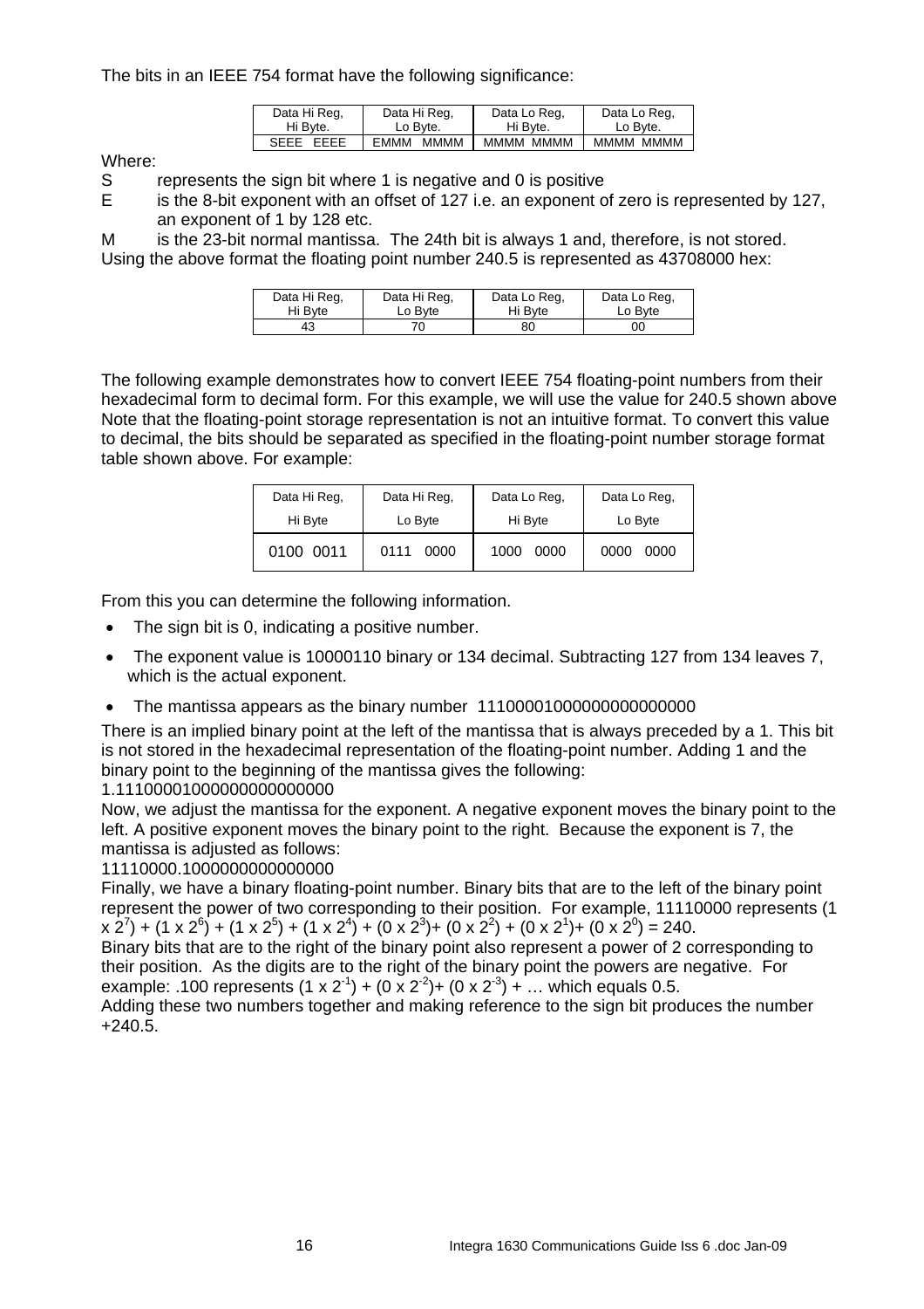The bits in an IEEE 754 format have the following significance:

| Data Hi Reg, Hi Byte. | Data Hi Reg, Lo Byte. | Data Lo Reg, Hi Byte. | Data Lo Reg, Lo Byte. |
|---|---|---|---|
| SEEE EEEE | EMMM MMMM | MMMM MMMM | MMMM MMMM |

Where:

S represents the sign bit where 1 is negative and 0 is positive

E is the 8-bit exponent with an offset of 127 i.e. an exponent of zero is represented by 127, an exponent of 1 by 128 etc.

M is the 23-bit normal mantissa. The 24th bit is always 1 and, therefore, is not stored.

Using the above format the floating point number 240.5 is represented as 43708000 hex:

| Data Hi Reg, Hi Byte | Data Hi Reg, Lo Byte | Data Lo Reg, Hi Byte | Data Lo Reg, Lo Byte |
|---|---|---|---|
| 43 | 70 | 80 | 00 |

The following example demonstrates how to convert IEEE 754 floating-point numbers from their hexadecimal form to decimal form. For this example, we will use the value for 240.5 shown above Note that the floating-point storage representation is not an intuitive format. To convert this value to decimal, the bits should be separated as specified in the floating-point number storage format table shown above. For example:

| Data Hi Reg, Hi Byte | Data Hi Reg, Lo Byte | Data Lo Reg, Hi Byte | Data Lo Reg, Lo Byte |
|---|---|---|---|
| 0100 0011 | 0111 0000 | 1000 0000 | 0000 0000 |

From this you can determine the following information.

- The sign bit is 0, indicating a positive number.
- The exponent value is 10000110 binary or 134 decimal. Subtracting 127 from 134 leaves 7, which is the actual exponent.
- The mantissa appears as the binary number 11100001000000000000000

There is an implied binary point at the left of the mantissa that is always preceded by a 1. This bit is not stored in the hexadecimal representation of the floating-point number. Adding 1 and the binary point to the beginning of the mantissa gives the following:

1.11100001000000000000000

Now, we adjust the mantissa for the exponent. A negative exponent moves the binary point to the left. A positive exponent moves the binary point to the right. Because the exponent is 7, the mantissa is adjusted as follows:

11110000.1000000000000000

Finally, we have a binary floating-point number. Binary bits that are to the left of the binary point represent the power of two corresponding to their position. For example, 11110000 represents $(1 \times 2^7) + (1 \times 2^6) + (1 \times 2^5) + (1 \times 2^4) + (0 \times 2^3) + (0 \times 2^2) + (0 \times 2^1) + (0 \times 2^0) = 240$.

Binary bits that are to the right of the binary point also represent a power of 2 corresponding to their position. As the digits are to the right of the binary point the powers are negative. For example: .100 represents $(1 \times 2^{-1}) + (0 \times 2^{-2}) + (0 \times 2^{-3}) + \ldots$ which equals 0.5.

Adding these two numbers together and making reference to the sign bit produces the number +240.5.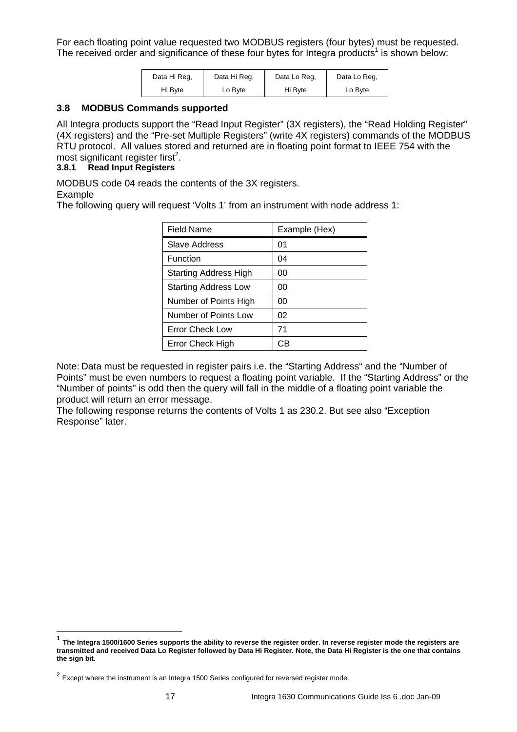For each floating point value requested two MODBUS registers (four bytes) must be requested. The received order and significance of these four bytes for Integra products[1] is shown below:

| Data Hi Reg, Hi Byte | Data Hi Reg, Lo Byte | Data Lo Reg, Hi Byte | Data Lo Reg, Lo Byte |
|---|---|---|---|

### 3.8 MODBUS Commands supported

All Integra products support the "Read Input Register" (3X registers), the "Read Holding Register" (4X registers) and the "Pre-set Multiple Registers" (write 4X registers) commands of the MODBUS RTU protocol. All values stored and returned are in floating point format to IEEE 754 with the most significant register first[2].

#### 3.8.1 Read Input Registers

MODBUS code 04 reads the contents of the 3X registers.

Example

The following query will request 'Volts 1' from an instrument with node address 1:

| Field Name | Example (Hex) |
|---|---|
| Slave Address | 01 |
| Function | 04 |
| Starting Address High | 00 |
| Starting Address Low | 00 |
| Number of Points High | 00 |
| Number of Points Low | 02 |
| Error Check Low | 71 |
| Error Check High | CB |

Note: Data must be requested in register pairs i.e. the "Starting Address" and the "Number of Points" must be even numbers to request a floating point variable. If the "Starting Address" or the "Number of points" is odd then the query will fall in the middle of a floating point variable the product will return an error message.

The following response returns the contents of Volts 1 as 230.2. But see also "Exception Response" later.

[1] **The Integra 1500/1600 Series supports the ability to reverse the register order. In reverse register mode the registers are transmitted and received Data Lo Register followed by Data Hi Register. Note, the Data Hi Register is the one that contains the sign bit.**

[2] Except where the instrument is an Integra 1500 Series configured for reversed register mode.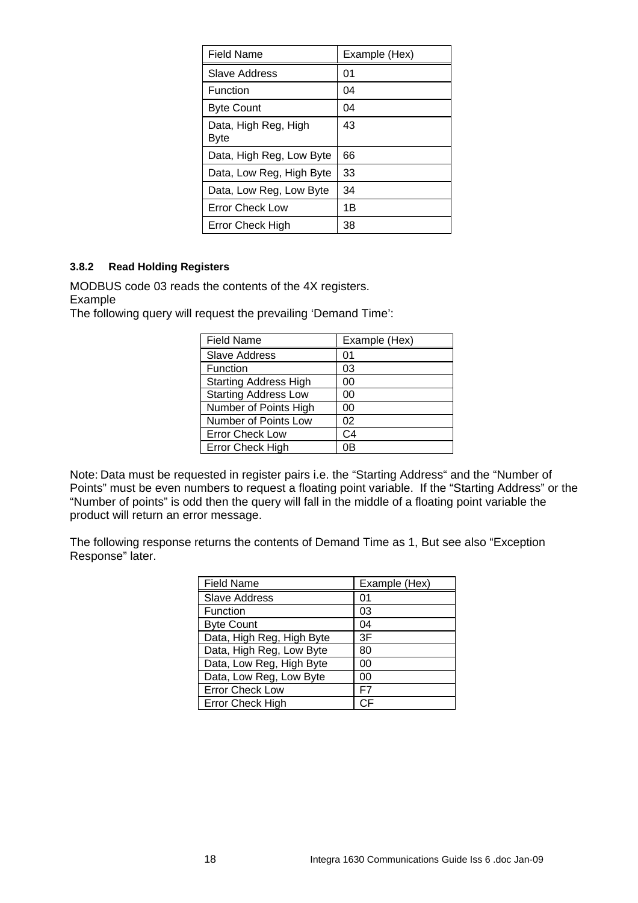| Field Name | Example (Hex) |
|---|---|
| Slave Address | 01 |
| Function | 04 |
| Byte Count | 04 |
| Data, High Reg, High Byte | 43 |
| Data, High Reg, Low Byte | 66 |
| Data, Low Reg, High Byte | 33 |
| Data, Low Reg, Low Byte | 34 |
| Error Check Low | 1B |
| Error Check High | 38 |

#### 3.8.2 Read Holding Registers

MODBUS code 03 reads the contents of the 4X registers.
Example
The following query will request the prevailing 'Demand Time':

| Field Name | Example (Hex) |
|---|---|
| Slave Address | 01 |
| Function | 03 |
| Starting Address High | 00 |
| Starting Address Low | 00 |
| Number of Points High | 00 |
| Number of Points Low | 02 |
| Error Check Low | C4 |
| Error Check High | 0B |

Note: Data must be requested in register pairs i.e. the "Starting Address" and the "Number of Points" must be even numbers to request a floating point variable. If the "Starting Address" or the "Number of points" is odd then the query will fall in the middle of a floating point variable the product will return an error message.

The following response returns the contents of Demand Time as 1, But see also "Exception Response" later.

| Field Name | Example (Hex) |
|---|---|
| Slave Address | 01 |
| Function | 03 |
| Byte Count | 04 |
| Data, High Reg, High Byte | 3F |
| Data, High Reg, Low Byte | 80 |
| Data, Low Reg, High Byte | 00 |
| Data, Low Reg, Low Byte | 00 |
| Error Check Low | F7 |
| Error Check High | CF |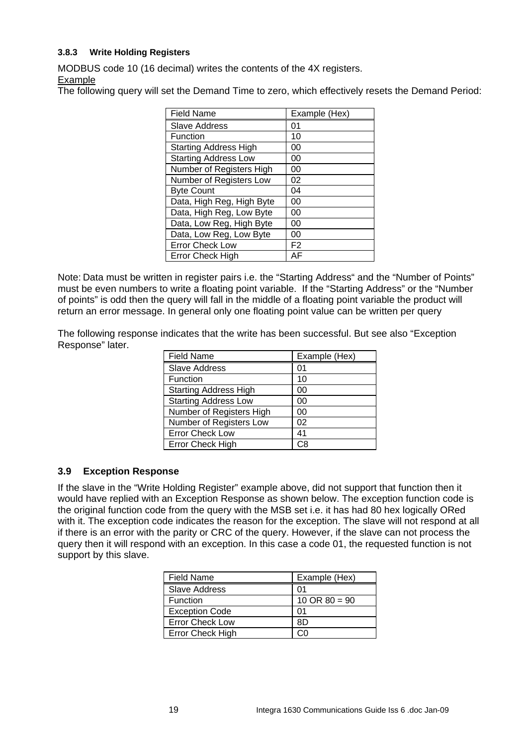#### 3.8.3 Write Holding Registers

MODBUS code 10 (16 decimal) writes the contents of the 4X registers.

Example

The following query will set the Demand Time to zero, which effectively resets the Demand Period:

| Field Name | Example (Hex) |
|---|---|
| Slave Address | 01 |
| Function | 10 |
| Starting Address High | 00 |
| Starting Address Low | 00 |
| Number of Registers High | 00 |
| Number of Registers Low | 02 |
| Byte Count | 04 |
| Data, High Reg, High Byte | 00 |
| Data, High Reg, Low Byte | 00 |
| Data, Low Reg, High Byte | 00 |
| Data, Low Reg, Low Byte | 00 |
| Error Check Low | F2 |
| Error Check High | AF |

Note: Data must be written in register pairs i.e. the “Starting Address“ and the “Number of Points” must be even numbers to write a floating point variable. If the “Starting Address” or the “Number of points” is odd then the query will fall in the middle of a floating point variable the product will return an error message. In general only one floating point value can be written per query

The following response indicates that the write has been successful. But see also “Exception Response” later.

| Field Name | Example (Hex) |
|---|---|
| Slave Address | 01 |
| Function | 10 |
| Starting Address High | 00 |
| Starting Address Low | 00 |
| Number of Registers High | 00 |
| Number of Registers Low | 02 |
| Error Check Low | 41 |
| Error Check High | C8 |

### 3.9 Exception Response

If the slave in the “Write Holding Register” example above, did not support that function then it would have replied with an Exception Response as shown below. The exception function code is the original function code from the query with the MSB set i.e. it has had 80 hex logically ORed with it. The exception code indicates the reason for the exception. The slave will not respond at all if there is an error with the parity or CRC of the query. However, if the slave can not process the query then it will respond with an exception. In this case a code 01, the requested function is not support by this slave.

| Field Name | Example (Hex) |
|---|---|
| Slave Address | 01 |
| Function | 10 OR 80 = 90 |
| Exception Code | 01 |
| Error Check Low | 8D |
| Error Check High | C0 |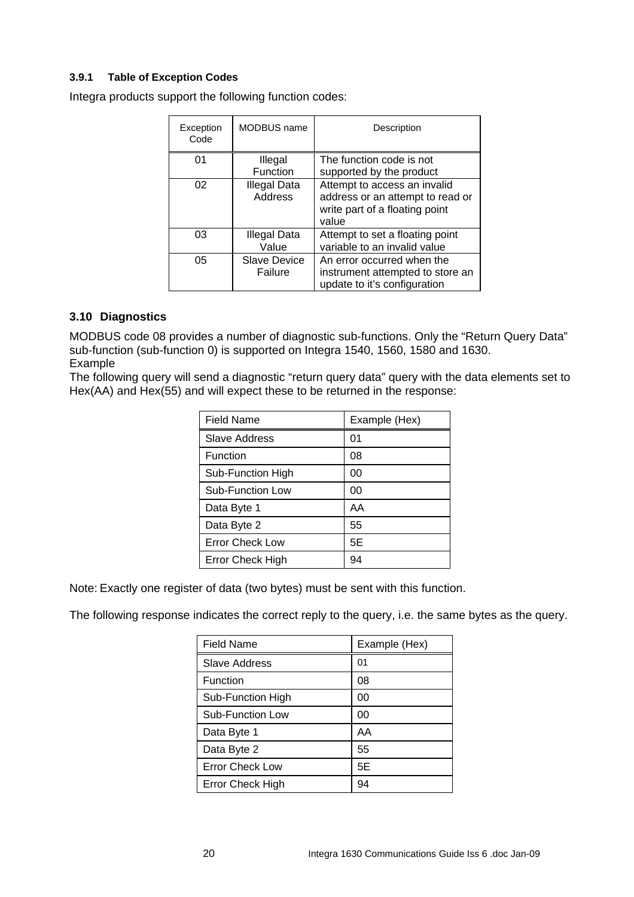### 3.9.1 Table of Exception Codes

Integra products support the following function codes:

| Exception Code | MODBUS name | Description |
|---|---|---|
| 01 | Illegal Function | The function code is not supported by the product |
| 02 | Illegal Data Address | Attempt to access an invalid address or an attempt to read or write part of a floating point value |
| 03 | Illegal Data Value | Attempt to set a floating point variable to an invalid value |
| 05 | Slave Device Failure | An error occurred when the instrument attempted to store an update to it's configuration |

## 3.10 Diagnostics

MODBUS code 08 provides a number of diagnostic sub-functions. Only the "Return Query Data" sub-function (sub-function 0) is supported on Integra 1540, 1560, 1580 and 1630.
Example
The following query will send a diagnostic "return query data" query with the data elements set to Hex(AA) and Hex(55) and will expect these to be returned in the response:

| Field Name | Example (Hex) |
|---|---|
| Slave Address | 01 |
| Function | 08 |
| Sub-Function High | 00 |
| Sub-Function Low | 00 |
| Data Byte 1 | AA |
| Data Byte 2 | 55 |
| Error Check Low | 5E |
| Error Check High | 94 |

Note: Exactly one register of data (two bytes) must be sent with this function.

The following response indicates the correct reply to the query, i.e. the same bytes as the query.

| Field Name | Example (Hex) |
|---|---|
| Slave Address | 01 |
| Function | 08 |
| Sub-Function High | 00 |
| Sub-Function Low | 00 |
| Data Byte 1 | AA |
| Data Byte 2 | 55 |
| Error Check Low | 5E |
| Error Check High | 94 |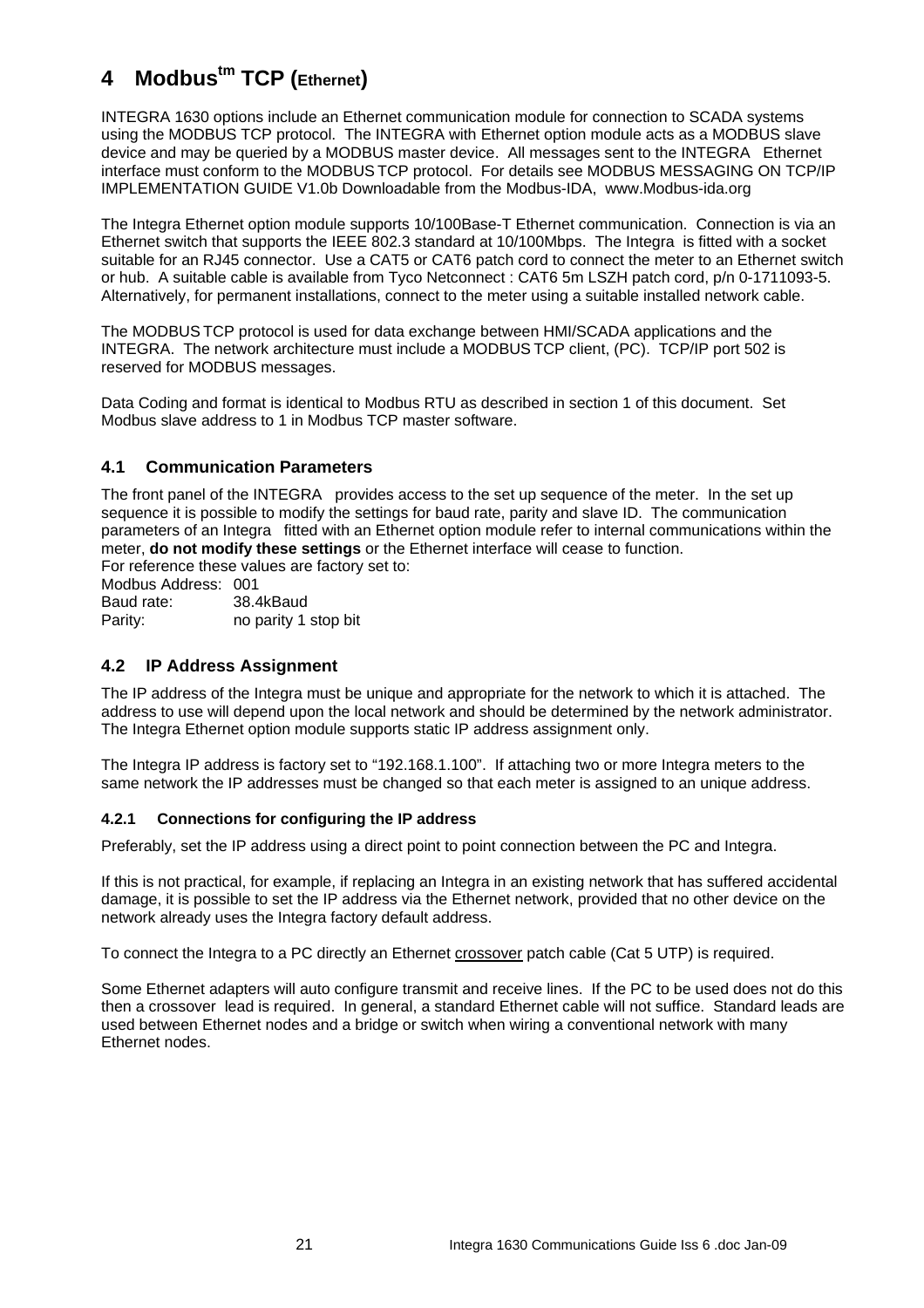# 4 Modbus[tm] TCP (Ethernet)

INTEGRA 1630 options include an Ethernet communication module for connection to SCADA systems using the MODBUS TCP protocol. The INTEGRA with Ethernet option module acts as a MODBUS slave device and may be queried by a MODBUS master device. All messages sent to the INTEGRA Ethernet interface must conform to the MODBUS TCP protocol. For details see MODBUS MESSAGING ON TCP/IP IMPLEMENTATION GUIDE V1.0b Downloadable from the Modbus-IDA, www.Modbus-ida.org

The Integra Ethernet option module supports 10/100Base-T Ethernet communication. Connection is via an Ethernet switch that supports the IEEE 802.3 standard at 10/100Mbps. The Integra is fitted with a socket suitable for an RJ45 connector. Use a CAT5 or CAT6 patch cord to connect the meter to an Ethernet switch or hub. A suitable cable is available from Tyco Netconnect : CAT6 5m LSZH patch cord, p/n 0-1711093-5. Alternatively, for permanent installations, connect to the meter using a suitable installed network cable.

The MODBUS TCP protocol is used for data exchange between HMI/SCADA applications and the INTEGRA. The network architecture must include a MODBUS TCP client, (PC). TCP/IP port 502 is reserved for MODBUS messages.

Data Coding and format is identical to Modbus RTU as described in section 1 of this document. Set Modbus slave address to 1 in Modbus TCP master software.

## 4.1 Communication Parameters

The front panel of the INTEGRA provides access to the set up sequence of the meter. In the set up sequence it is possible to modify the settings for baud rate, parity and slave ID. The communication parameters of an Integra fitted with an Ethernet option module refer to internal communications within the meter, **do not modify these settings** or the Ethernet interface will cease to function.
For reference these values are factory set to:
Modbus Address: 001
Baud rate: 38.4kBaud
Parity: no parity 1 stop bit

## 4.2 IP Address Assignment

The IP address of the Integra must be unique and appropriate for the network to which it is attached. The address to use will depend upon the local network and should be determined by the network administrator. The Integra Ethernet option module supports static IP address assignment only.

The Integra IP address is factory set to “192.168.1.100”. If attaching two or more Integra meters to the same network the IP addresses must be changed so that each meter is assigned to an unique address.

### 4.2.1 Connections for configuring the IP address

Preferably, set the IP address using a direct point to point connection between the PC and Integra.

If this is not practical, for example, if replacing an Integra in an existing network that has suffered accidental damage, it is possible to set the IP address via the Ethernet network, provided that no other device on the network already uses the Integra factory default address.

To connect the Integra to a PC directly an Ethernet crossover patch cable (Cat 5 UTP) is required.

Some Ethernet adapters will auto configure transmit and receive lines. If the PC to be used does not do this then a crossover lead is required. In general, a standard Ethernet cable will not suffice. Standard leads are used between Ethernet nodes and a bridge or switch when wiring a conventional network with many Ethernet nodes.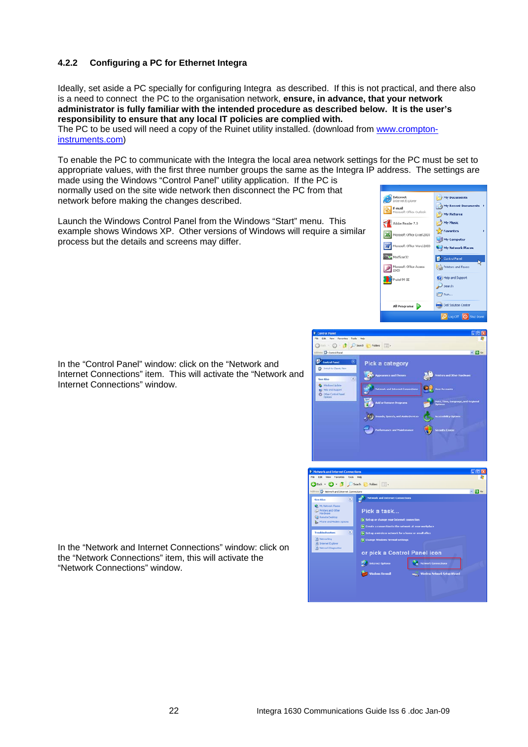### 4.2.2 Configuring a PC for Ethernet Integra

Ideally, set aside a PC specially for configuring Integra as described. If this is not practical, and there also is a need to connect the PC to the organisation network, **ensure, in advance, that your network administrator is fully familiar with the intended procedure as described below. It is the user's responsibility to ensure that any local IT policies are complied with.**
The PC to be used will need a copy of the Ruinet utility installed. (download from [www.crompton-instruments.com](http://www.crompton-instruments.com))

To enable the PC to communicate with the Integra the local area network settings for the PC must be set to appropriate values, with the first three number groups the same as the Integra IP address. The settings are made using the Windows "Control Panel" utility application. If the PC is normally used on the site wide network then disconnect the PC from that network before making the changes described.

Launch the Windows Control Panel from the Windows "Start" menu. This example shows Windows XP. Other versions of Windows will require a similar process but the details and screens may differ.

In the "Control Panel" window: click on the "Network and Internet Connections" item. This will activate the "Network and Internet Connections" window.

In the "Network and Internet Connections" window: click on the "Network Connections" item, this will activate the "Network Connections" window.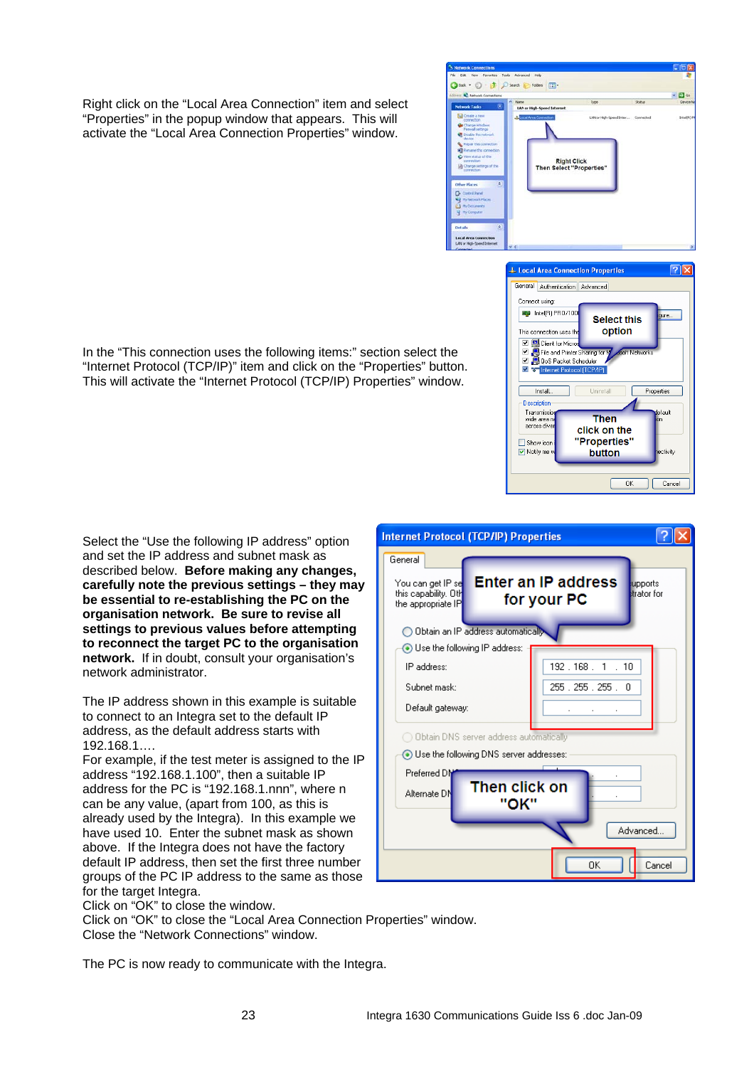Right click on the "Local Area Connection" item and select "Properties" in the popup window that appears. This will activate the "Local Area Connection Properties" window.

In the "This connection uses the following items:" section select the "Internet Protocol (TCP/IP)" item and click on the "Properties" button. This will activate the "Internet Protocol (TCP/IP) Properties" window.

Select the "Use the following IP address" option and set the IP address and subnet mask as described below. **Before making any changes, carefully note the previous settings – they may be essential to re-establishing the PC on the organisation network. Be sure to revise all settings to previous values before attempting to reconnect the target PC to the organisation network.** If in doubt, consult your organisation's network administrator.

The IP address shown in this example is suitable to connect to an Integra set to the default IP address, as the default address starts with 192.168.1….
For example, if the test meter is assigned to the IP address "192.168.1.100", then a suitable IP address for the PC is "192.168.1.nnn", where n can be any value, (apart from 100, as this is already used by the Integra). In this example we have used 10. Enter the subnet mask as shown above. If the Integra does not have the factory default IP address, then set the first three number groups of the PC IP address to the same as those for the target Integra.
Click on "OK" to close the window.
Click on "OK" to close the "Local Area Connection Properties" window.
Close the "Network Connections" window.

The PC is now ready to communicate with the Integra.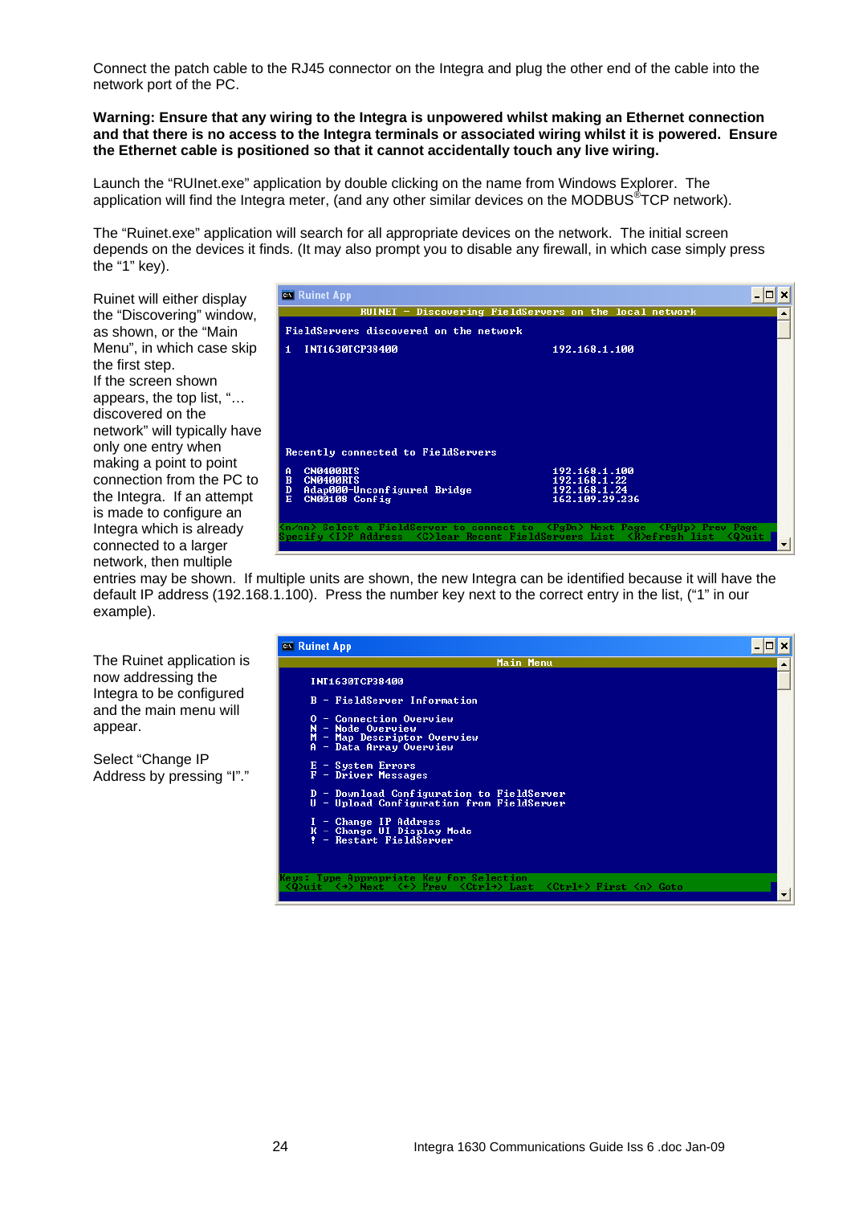Connect the patch cable to the RJ45 connector on the Integra and plug the other end of the cable into the network port of the PC.

**Warning: Ensure that any wiring to the Integra is unpowered whilst making an Ethernet connection and that there is no access to the Integra terminals or associated wiring whilst it is powered. Ensure the Ethernet cable is positioned so that it cannot accidentally touch any live wiring.**

Launch the "RUInet.exe" application by double clicking on the name from Windows Explorer. The application will find the Integra meter, (and any other similar devices on the MODBUS® TCP network).

The "Ruinet.exe" application will search for all appropriate devices on the network. The initial screen depends on the devices it finds. (It may also prompt you to disable any firewall, in which case simply press the "1" key).

Ruinet will either display the "Discovering" window, as shown, or the "Main Menu", in which case skip the first step.
If the screen shown appears, the top list, "… discovered on the network" will typically have only one entry when making a point to point connection from the PC to the Integra. If an attempt is made to configure an Integra which is already connected to a larger network, then multiple entries may be shown. If multiple units are shown, the new Integra can be identified because it will have the default IP address (192.168.1.100). Press the number key next to the correct entry in the list, ("1" in our example).

```
Ruinet App
RUINET - Discovering FieldServers on the local network

FieldServers discovered on the network

1   INT1630TCP38400                          192.168.1.100

Recently connected to FieldServers

A   CN0400RTS                                192.168.1.100
B   CN0400RTS                                192.168.1.22
D   Adap000-Unconfigured Bridge              192.168.1.24
E   CN00108 Config                           162.109.29.236

<n/nn> Select a FieldServer to connect to  <PgDn> Next Page  <PgUp> Prev Page
Specify <I>P Address  <C>lear Recent FieldServers List  <R>efresh list  <Q>uit
```

The Ruinet application is now addressing the Integra to be configured and the main menu will appear.

Select "Change IP Address by pressing "I"."

```
Ruinet App
Main Menu

INT1630TCP38400

B - FieldServer Information

O - Connection Overview
N - Node Overview
M - Map Descriptor Overview
A - Data Array Overview

E - System Errors
F - Driver Messages

D - Download Configuration to FieldServer
U - Upload Configuration from FieldServer

I - Change IP Address
K - Change UI Display Mode
! - Restart FieldServer

Keys: Type Appropriate Key for Selection
<Q>uit  <+> Next  <-> Prev  <Ctrl+> Last  <Ctrl-> First <n> Goto
```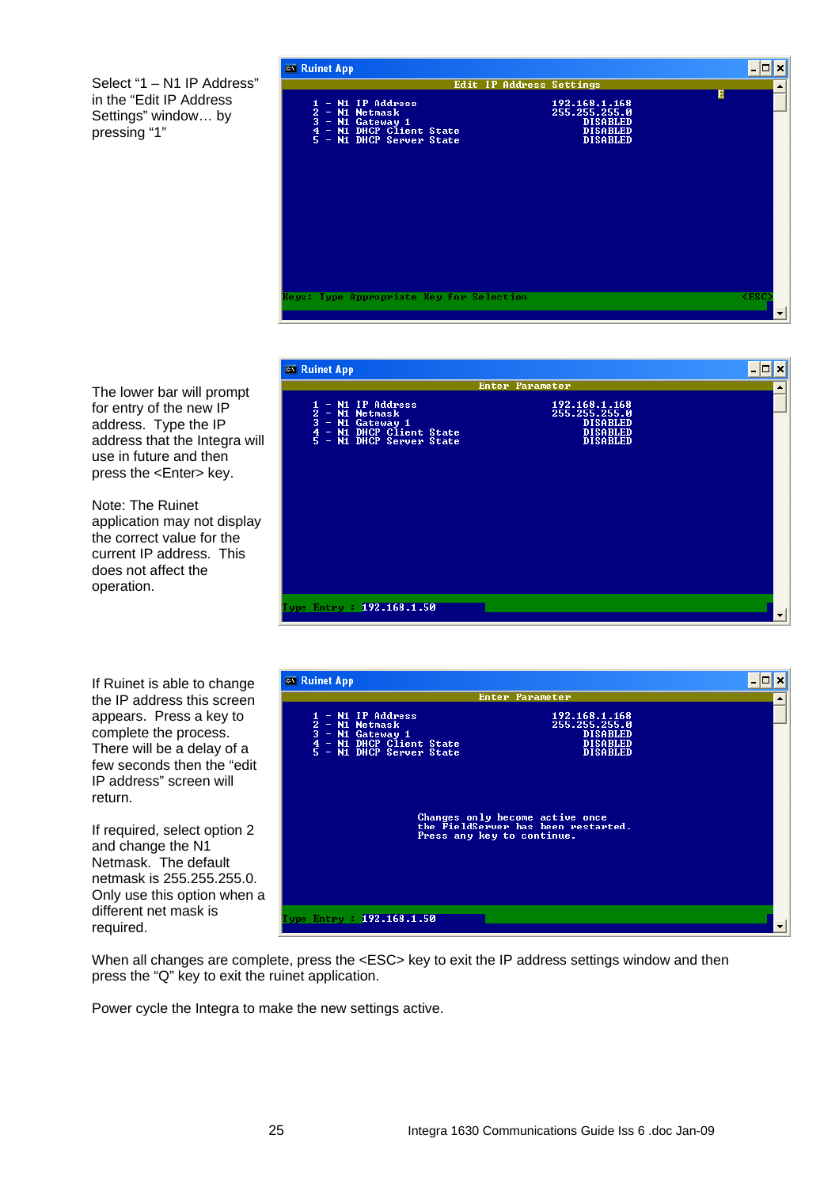Select "1 – N1 IP Address" in the "Edit IP Address Settings" window… by pressing "1"

The lower bar will prompt for entry of the new IP address. Type the IP address that the Integra will use in future and then press the <Enter> key.

Note: The Ruinet application may not display the correct value for the current IP address. This does not affect the operation.

If Ruinet is able to change the IP address this screen appears. Press a key to complete the process. There will be a delay of a few seconds then the "edit IP address" screen will return.

If required, select option 2 and change the N1 Netmask. The default netmask is 255.255.255.0. Only use this option when a different net mask is required.

When all changes are complete, press the <ESC> key to exit the IP address settings window and then press the "Q" key to exit the ruinet application.

Power cycle the Integra to make the new settings active.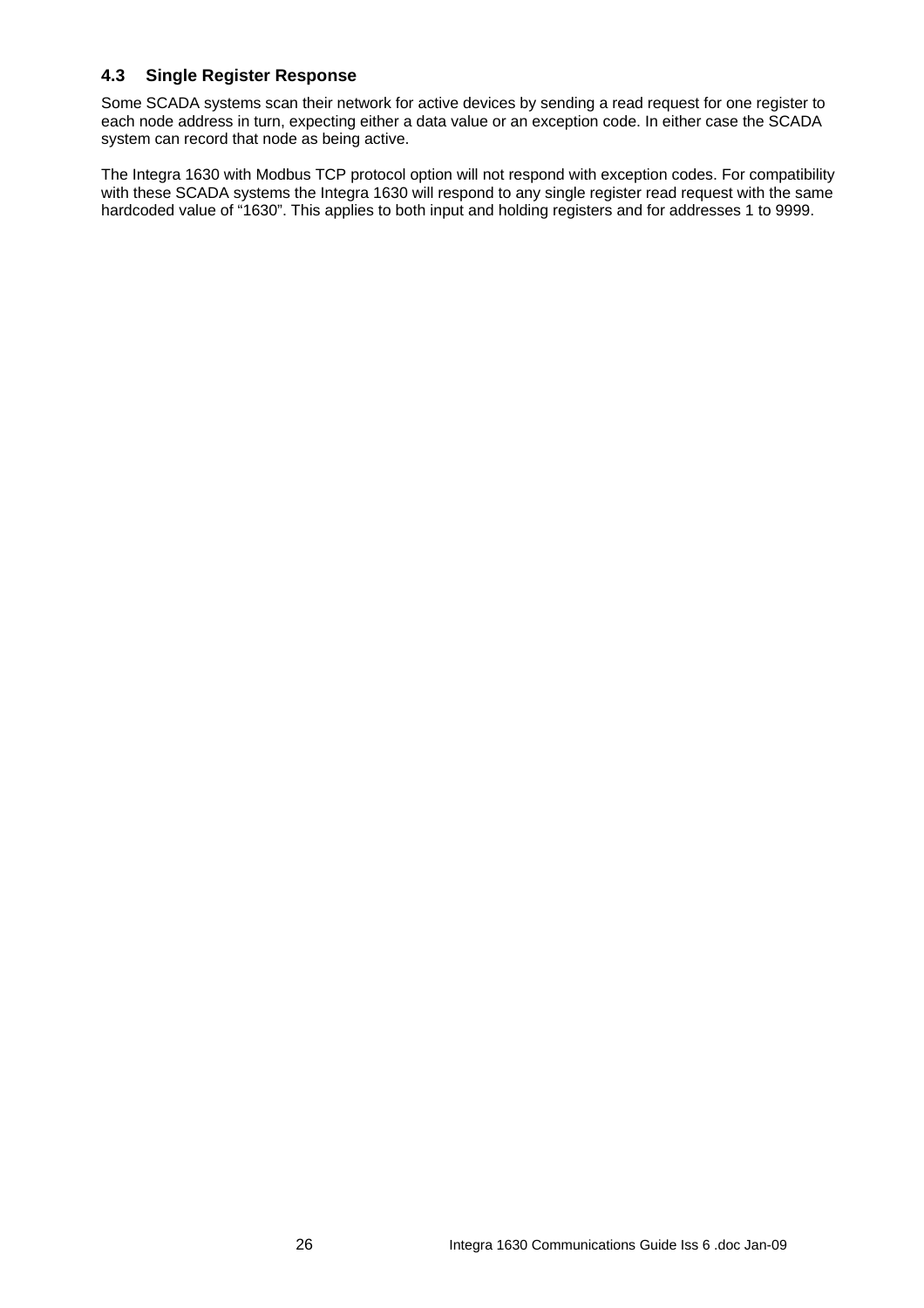### 4.3 Single Register Response

Some SCADA systems scan their network for active devices by sending a read request for one register to each node address in turn, expecting either a data value or an exception code. In either case the SCADA system can record that node as being active.

The Integra 1630 with Modbus TCP protocol option will not respond with exception codes. For compatibility with these SCADA systems the Integra 1630 will respond to any single register read request with the same hardcoded value of “1630”. This applies to both input and holding registers and for addresses 1 to 9999.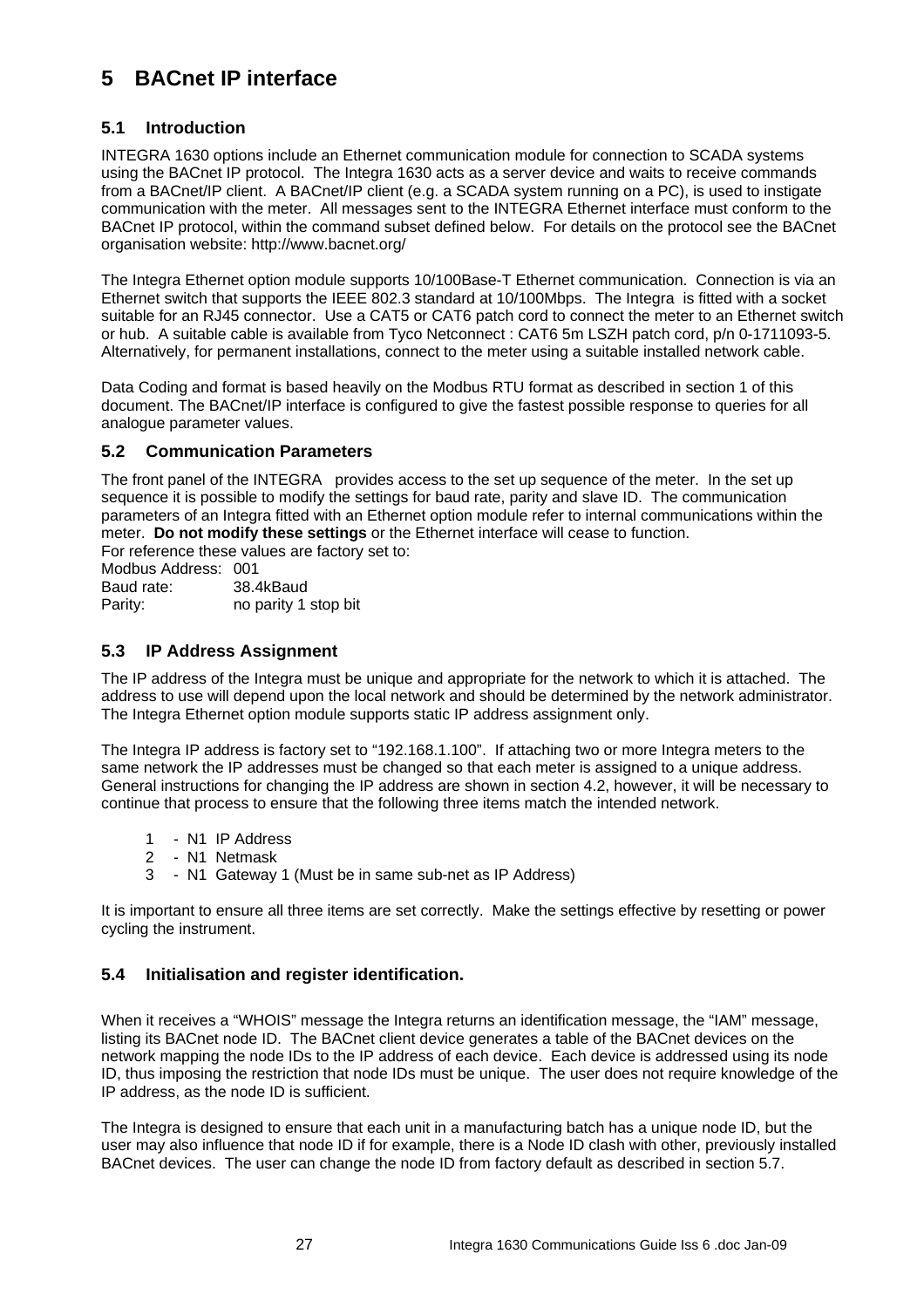# 5 BACnet IP interface

## 5.1 Introduction

INTEGRA 1630 options include an Ethernet communication module for connection to SCADA systems using the BACnet IP protocol. The Integra 1630 acts as a server device and waits to receive commands from a BACnet/IP client. A BACnet/IP client (e.g. a SCADA system running on a PC), is used to instigate communication with the meter. All messages sent to the INTEGRA Ethernet interface must conform to the BACnet IP protocol, within the command subset defined below. For details on the protocol see the BACnet organisation website: http://www.bacnet.org/

The Integra Ethernet option module supports 10/100Base-T Ethernet communication. Connection is via an Ethernet switch that supports the IEEE 802.3 standard at 10/100Mbps. The Integra is fitted with a socket suitable for an RJ45 connector. Use a CAT5 or CAT6 patch cord to connect the meter to an Ethernet switch or hub. A suitable cable is available from Tyco Netconnect : CAT6 5m LSZH patch cord, p/n 0-1711093-5. Alternatively, for permanent installations, connect to the meter using a suitable installed network cable.

Data Coding and format is based heavily on the Modbus RTU format as described in section 1 of this document. The BACnet/IP interface is configured to give the fastest possible response to queries for all analogue parameter values.

## 5.2 Communication Parameters

The front panel of the INTEGRA provides access to the set up sequence of the meter. In the set up sequence it is possible to modify the settings for baud rate, parity and slave ID. The communication parameters of an Integra fitted with an Ethernet option module refer to internal communications within the meter. **Do not modify these settings** or the Ethernet interface will cease to function.
For reference these values are factory set to:

Modbus Address: 001
Baud rate: 38.4kBaud
Parity: no parity 1 stop bit

## 5.3 IP Address Assignment

The IP address of the Integra must be unique and appropriate for the network to which it is attached. The address to use will depend upon the local network and should be determined by the network administrator. The Integra Ethernet option module supports static IP address assignment only.

The Integra IP address is factory set to "192.168.1.100". If attaching two or more Integra meters to the same network the IP addresses must be changed so that each meter is assigned to a unique address. General instructions for changing the IP address are shown in section 4.2, however, it will be necessary to continue that process to ensure that the following three items match the intended network.

1 - N1 IP Address
2 - N1 Netmask
3 - N1 Gateway 1 (Must be in same sub-net as IP Address)

It is important to ensure all three items are set correctly. Make the settings effective by resetting or power cycling the instrument.

## 5.4 Initialisation and register identification.

When it receives a "WHOIS" message the Integra returns an identification message, the "IAM" message, listing its BACnet node ID. The BACnet client device generates a table of the BACnet devices on the network mapping the node IDs to the IP address of each device. Each device is addressed using its node ID, thus imposing the restriction that node IDs must be unique. The user does not require knowledge of the IP address, as the node ID is sufficient.

The Integra is designed to ensure that each unit in a manufacturing batch has a unique node ID, but the user may also influence that node ID if for example, there is a Node ID clash with other, previously installed BACnet devices. The user can change the node ID from factory default as described in section 5.7.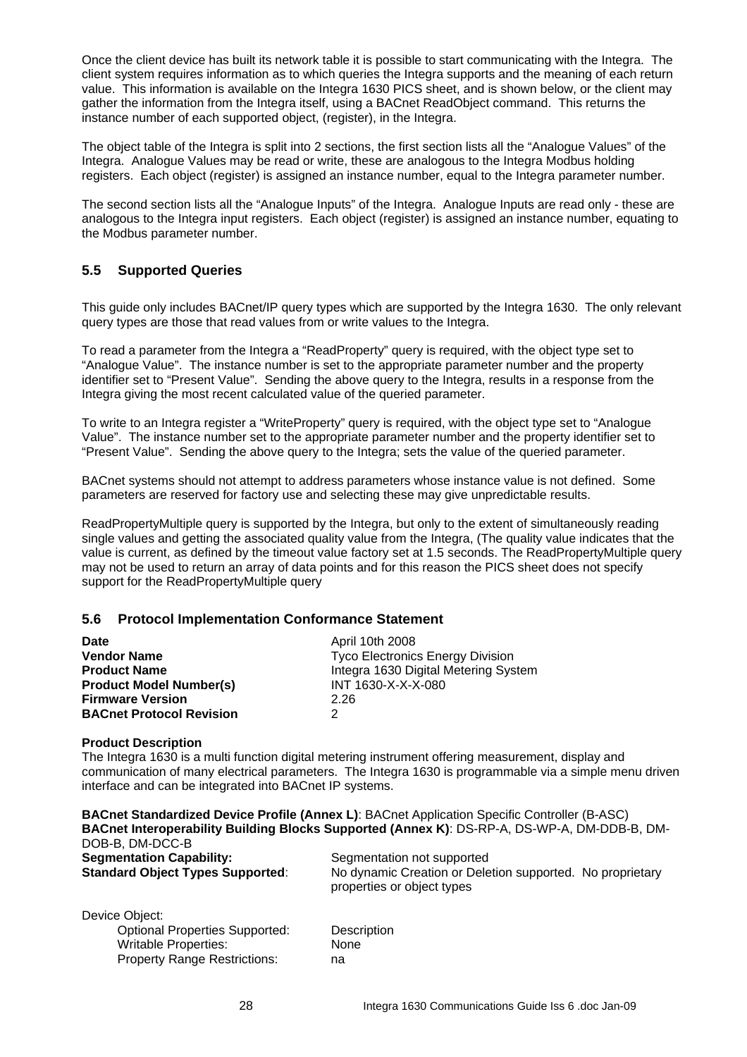Once the client device has built its network table it is possible to start communicating with the Integra. The client system requires information as to which queries the Integra supports and the meaning of each return value. This information is available on the Integra 1630 PICS sheet, and is shown below, or the client may gather the information from the Integra itself, using a BACnet ReadObject command. This returns the instance number of each supported object, (register), in the Integra.

The object table of the Integra is split into 2 sections, the first section lists all the “Analogue Values” of the Integra. Analogue Values may be read or write, these are analogous to the Integra Modbus holding registers. Each object (register) is assigned an instance number, equal to the Integra parameter number.

The second section lists all the “Analogue Inputs” of the Integra. Analogue Inputs are read only - these are analogous to the Integra input registers. Each object (register) is assigned an instance number, equating to the Modbus parameter number.

## 5.5 Supported Queries

This guide only includes BACnet/IP query types which are supported by the Integra 1630. The only relevant query types are those that read values from or write values to the Integra.

To read a parameter from the Integra a “ReadProperty” query is required, with the object type set to “Analogue Value”. The instance number is set to the appropriate parameter number and the property identifier set to “Present Value”. Sending the above query to the Integra, results in a response from the Integra giving the most recent calculated value of the queried parameter.

To write to an Integra register a “WriteProperty” query is required, with the object type set to “Analogue Value”. The instance number set to the appropriate parameter number and the property identifier set to “Present Value”. Sending the above query to the Integra; sets the value of the queried parameter.

BACnet systems should not attempt to address parameters whose instance value is not defined. Some parameters are reserved for factory use and selecting these may give unpredictable results.

ReadPropertyMultiple query is supported by the Integra, but only to the extent of simultaneously reading single values and getting the associated quality value from the Integra, (The quality value indicates that the value is current, as defined by the timeout value factory set at 1.5 seconds. The ReadPropertyMultiple query may not be used to return an array of data points and for this reason the PICS sheet does not specify support for the ReadPropertyMultiple query

## 5.6 Protocol Implementation Conformance Statement

| | |
|---|---|
| **Date** | April 10th 2008 |
| **Vendor Name** | Tyco Electronics Energy Division |
| **Product Name** | Integra 1630 Digital Metering System |
| **Product Model Number(s)** | INT 1630-X-X-X-080 |
| **Firmware Version** | 2.26 |
| **BACnet Protocol Revision** | 2 |

**Product Description**
The Integra 1630 is a multi function digital metering instrument offering measurement, display and communication of many electrical parameters. The Integra 1630 is programmable via a simple menu driven interface and can be integrated into BACnet IP systems.

**BACnet Standardized Device Profile (Annex L)**: BACnet Application Specific Controller (B-ASC)
**BACnet Interoperability Building Blocks Supported (Annex K)**: DS-RP-A, DS-WP-A, DM-DDB-B, DM-DOB-B, DM-DCC-B

| | |
|---|---|
| **Segmentation Capability:** | Segmentation not supported |
| **Standard Object Types Supported**: | No dynamic Creation or Deletion supported. No proprietary properties or object types |

Device Object:

| | |
|---|---|
| Optional Properties Supported: | Description |
| Writable Properties: | None |
| Property Range Restrictions: | na |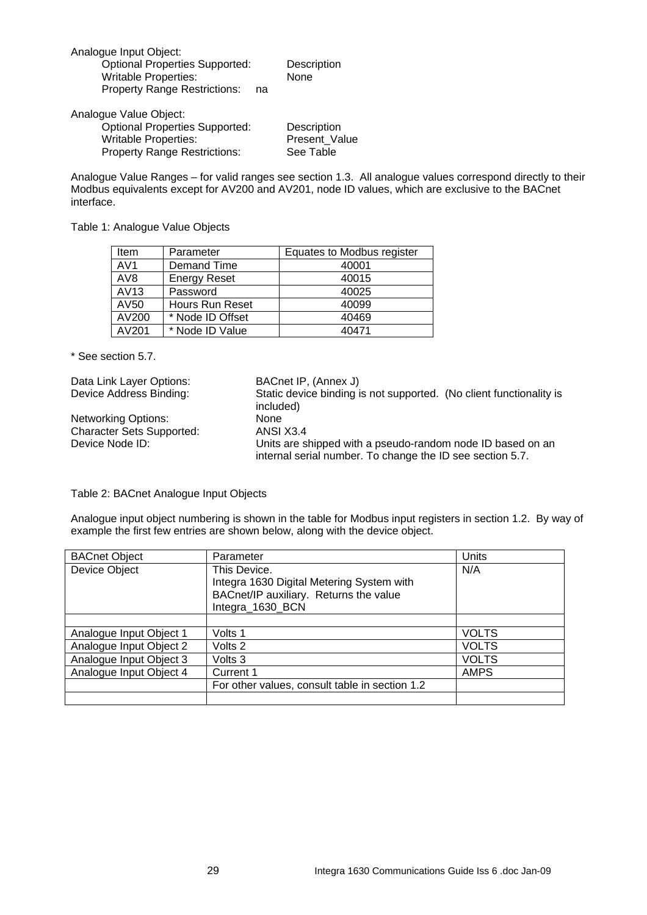Analogue Input Object:

- Optional Properties Supported: Description
- Writable Properties: None
- Property Range Restrictions: na

Analogue Value Object:

- Optional Properties Supported: Description
- Writable Properties: Present_Value
- Property Range Restrictions: See Table

Analogue Value Ranges – for valid ranges see section 1.3. All analogue values correspond directly to their Modbus equivalents except for AV200 and AV201, node ID values, which are exclusive to the BACnet interface.

Table 1: Analogue Value Objects

| Item | Parameter | Equates to Modbus register |
|---|---|---|
| AV1 | Demand Time | 40001 |
| AV8 | Energy Reset | 40015 |
| AV13 | Password | 40025 |
| AV50 | Hours Run Reset | 40099 |
| AV200 | * Node ID Offset | 40469 |
| AV201 | * Node ID Value | 40471 |

* See section 5.7.

| | |
|---|---|
| Data Link Layer Options: | BACnet IP, (Annex J) |
| Device Address Binding: | Static device binding is not supported. (No client functionality is included) |
| Networking Options: | None |
| Character Sets Supported: | ANSI X3.4 |
| Device Node ID: | Units are shipped with a pseudo-random node ID based on an internal serial number. To change the ID see section 5.7. |

Table 2: BACnet Analogue Input Objects

Analogue input object numbering is shown in the table for Modbus input registers in section 1.2. By way of example the first few entries are shown below, along with the device object.

| BACnet Object | Parameter | Units |
|---|---|---|
| Device Object | This Device. Integra 1630 Digital Metering System with BACnet/IP auxiliary. Returns the value Integra_1630_BCN | N/A |
| | | |
| Analogue Input Object 1 | Volts 1 | VOLTS |
| Analogue Input Object 2 | Volts 2 | VOLTS |
| Analogue Input Object 3 | Volts 3 | VOLTS |
| Analogue Input Object 4 | Current 1 | AMPS |
| | For other values, consult table in section 1.2 | |
| | | |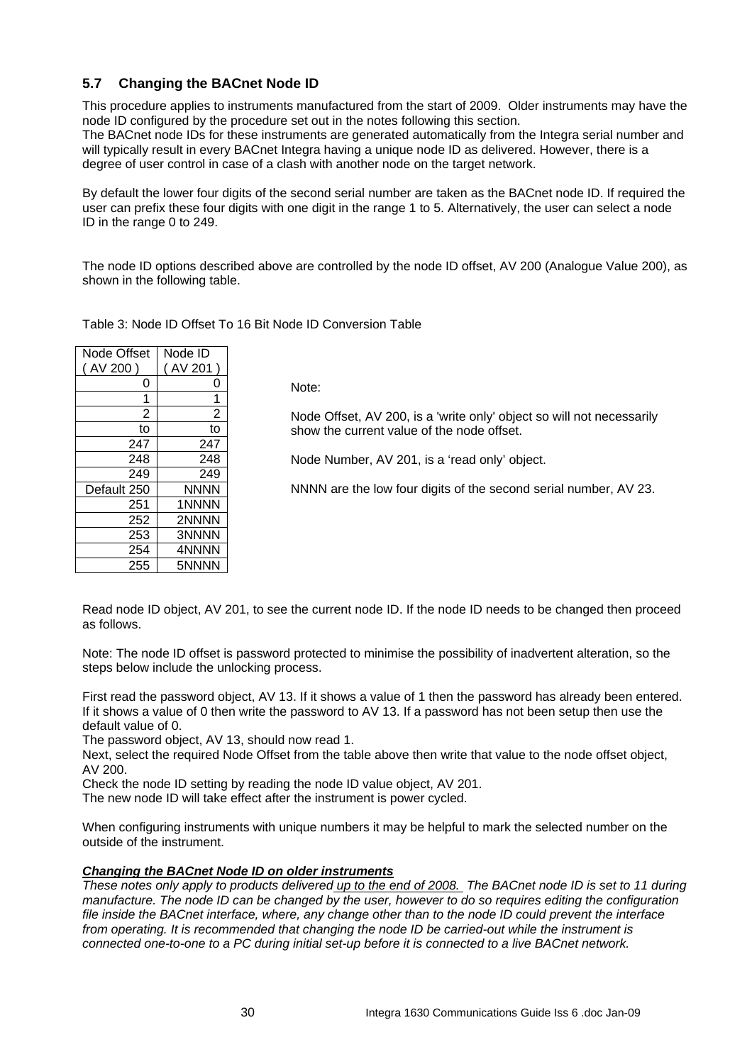## 5.7 Changing the BACnet Node ID

This procedure applies to instruments manufactured from the start of 2009. Older instruments may have the node ID configured by the procedure set out in the notes following this section.
The BACnet node IDs for these instruments are generated automatically from the Integra serial number and will typically result in every BACnet Integra having a unique node ID as delivered. However, there is a degree of user control in case of a clash with another node on the target network.

By default the lower four digits of the second serial number are taken as the BACnet node ID. If required the user can prefix these four digits with one digit in the range 1 to 5. Alternatively, the user can select a node ID in the range 0 to 249.

The node ID options described above are controlled by the node ID offset, AV 200 (Analogue Value 200), as shown in the following table.

Table 3: Node ID Offset To 16 Bit Node ID Conversion Table

| Node Offset ( AV 200 ) | Node ID ( AV 201 ) |
|---|---|
| 0 | 0 |
| 1 | 1 |
| 2 | 2 |
| to | to |
| 247 | 247 |
| 248 | 248 |
| 249 | 249 |
| Default 250 | NNNN |
| 251 | 1NNNN |
| 252 | 2NNNN |
| 253 | 3NNNN |
| 254 | 4NNNN |
| 255 | 5NNNN |

Note:

Node Offset, AV 200, is a 'write only' object so will not necessarily show the current value of the node offset.

Node Number, AV 201, is a 'read only' object.

NNNN are the low four digits of the second serial number, AV 23.

Read node ID object, AV 201, to see the current node ID. If the node ID needs to be changed then proceed as follows.

Note: The node ID offset is password protected to minimise the possibility of inadvertent alteration, so the steps below include the unlocking process.

First read the password object, AV 13. If it shows a value of 1 then the password has already been entered. If it shows a value of 0 then write the password to AV 13. If a password has not been setup then use the default value of 0.
The password object, AV 13, should now read 1.
Next, select the required Node Offset from the table above then write that value to the node offset object, AV 200.
Check the node ID setting by reading the node ID value object, AV 201.
The new node ID will take effect after the instrument is power cycled.

When configuring instruments with unique numbers it may be helpful to mark the selected number on the outside of the instrument.

***Changing the BACnet Node ID on older instruments***
*These notes only apply to products delivered up to the end of 2008. The BACnet node ID is set to 11 during manufacture. The node ID can be changed by the user, however to do so requires editing the configuration file inside the BACnet interface, where, any change other than to the node ID could prevent the interface from operating. It is recommended that changing the node ID be carried-out while the instrument is connected one-to-one to a PC during initial set-up before it is connected to a live BACnet network.*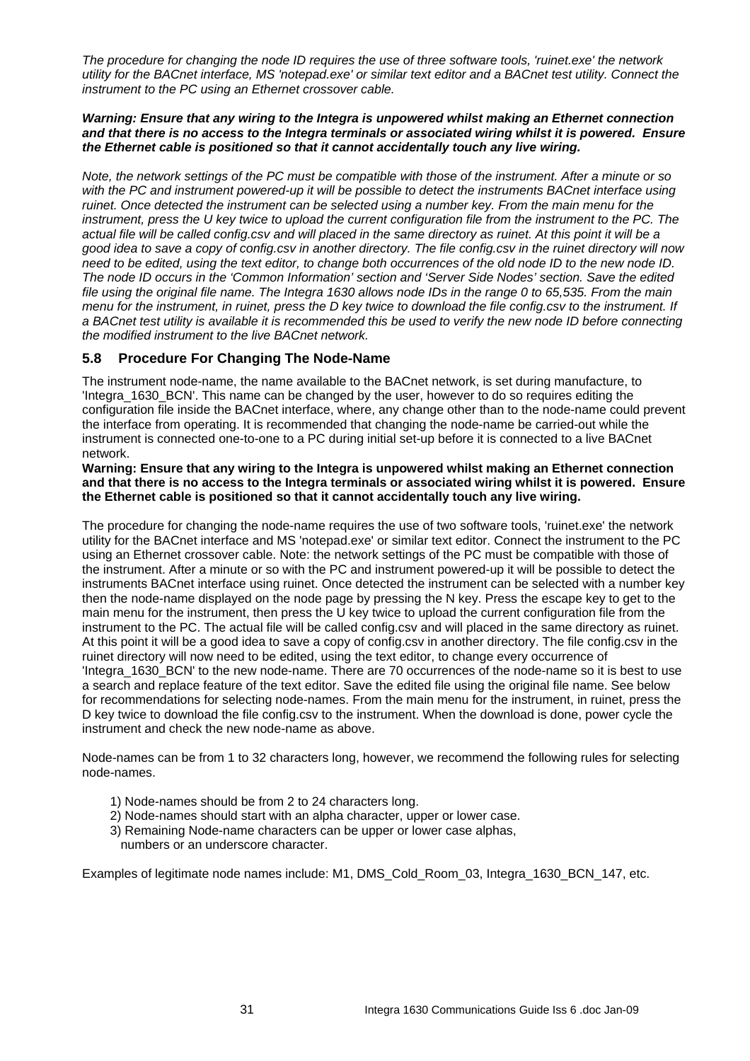*The procedure for changing the node ID requires the use of three software tools, 'ruinet.exe' the network utility for the BACnet interface, MS 'notepad.exe' or similar text editor and a BACnet test utility. Connect the instrument to the PC using an Ethernet crossover cable.*

***Warning: Ensure that any wiring to the Integra is unpowered whilst making an Ethernet connection and that there is no access to the Integra terminals or associated wiring whilst it is powered. Ensure the Ethernet cable is positioned so that it cannot accidentally touch any live wiring.***

*Note, the network settings of the PC must be compatible with those of the instrument. After a minute or so with the PC and instrument powered-up it will be possible to detect the instruments BACnet interface using ruinet. Once detected the instrument can be selected using a number key. From the main menu for the instrument, press the U key twice to upload the current configuration file from the instrument to the PC. The actual file will be called config.csv and will placed in the same directory as ruinet. At this point it will be a good idea to save a copy of config.csv in another directory. The file config.csv in the ruinet directory will now need to be edited, using the text editor, to change both occurrences of the old node ID to the new node ID. The node ID occurs in the 'Common Information' section and 'Server Side Nodes' section. Save the edited file using the original file name. The Integra 1630 allows node IDs in the range 0 to 65,535. From the main menu for the instrument, in ruinet, press the D key twice to download the file config.csv to the instrument. If a BACnet test utility is available it is recommended this be used to verify the new node ID before connecting the modified instrument to the live BACnet network.*

## 5.8 Procedure For Changing The Node-Name

The instrument node-name, the name available to the BACnet network, is set during manufacture, to 'Integra_1630_BCN'. This name can be changed by the user, however to do so requires editing the configuration file inside the BACnet interface, where, any change other than to the node-name could prevent the interface from operating. It is recommended that changing the node-name be carried-out while the instrument is connected one-to-one to a PC during initial set-up before it is connected to a live BACnet network.

**Warning: Ensure that any wiring to the Integra is unpowered whilst making an Ethernet connection and that there is no access to the Integra terminals or associated wiring whilst it is powered. Ensure the Ethernet cable is positioned so that it cannot accidentally touch any live wiring.**

The procedure for changing the node-name requires the use of two software tools, 'ruinet.exe' the network utility for the BACnet interface and MS 'notepad.exe' or similar text editor. Connect the instrument to the PC using an Ethernet crossover cable. Note: the network settings of the PC must be compatible with those of the instrument. After a minute or so with the PC and instrument powered-up it will be possible to detect the instruments BACnet interface using ruinet. Once detected the instrument can be selected with a number key then the node-name displayed on the node page by pressing the N key. Press the escape key to get to the main menu for the instrument, then press the U key twice to upload the current configuration file from the instrument to the PC. The actual file will be called config.csv and will placed in the same directory as ruinet. At this point it will be a good idea to save a copy of config.csv in another directory. The file config.csv in the ruinet directory will now need to be edited, using the text editor, to change every occurrence of 'Integra_1630_BCN' to the new node-name. There are 70 occurrences of the node-name so it is best to use a search and replace feature of the text editor. Save the edited file using the original file name. See below for recommendations for selecting node-names. From the main menu for the instrument, in ruinet, press the D key twice to download the file config.csv to the instrument. When the download is done, power cycle the instrument and check the new node-name as above.

Node-names can be from 1 to 32 characters long, however, we recommend the following rules for selecting node-names.

1) Node-names should be from 2 to 24 characters long.
2) Node-names should start with an alpha character, upper or lower case.
3) Remaining Node-name characters can be upper or lower case alphas, numbers or an underscore character.

Examples of legitimate node names include: M1, DMS_Cold_Room_03, Integra_1630_BCN_147, etc.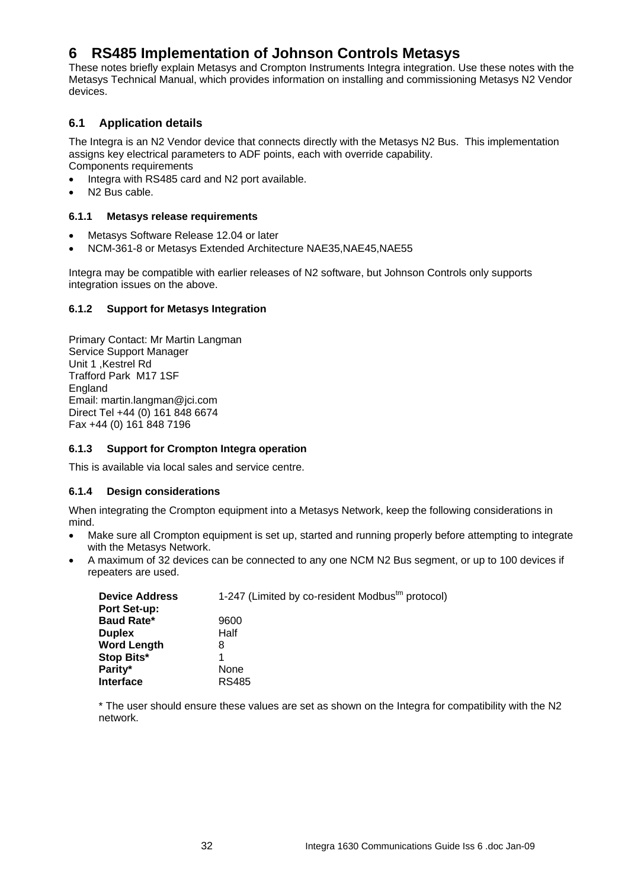# 6 RS485 Implementation of Johnson Controls Metasys

These notes briefly explain Metasys and Crompton Instruments Integra integration. Use these notes with the Metasys Technical Manual, which provides information on installing and commissioning Metasys N2 Vendor devices.

## 6.1 Application details

The Integra is an N2 Vendor device that connects directly with the Metasys N2 Bus. This implementation assigns key electrical parameters to ADF points, each with override capability.
Components requirements

- Integra with RS485 card and N2 port available.
- N2 Bus cable.

### 6.1.1 Metasys release requirements

- Metasys Software Release 12.04 or later
- NCM-361-8 or Metasys Extended Architecture NAE35,NAE45,NAE55

Integra may be compatible with earlier releases of N2 software, but Johnson Controls only supports integration issues on the above.

### 6.1.2 Support for Metasys Integration

Primary Contact: Mr Martin Langman
Service Support Manager
Unit 1 ,Kestrel Rd
Trafford Park M17 1SF
England
Email: martin.langman@jci.com
Direct Tel +44 (0) 161 848 6674
Fax +44 (0) 161 848 7196

### 6.1.3 Support for Crompton Integra operation

This is available via local sales and service centre.

### 6.1.4 Design considerations

When integrating the Crompton equipment into a Metasys Network, keep the following considerations in mind.

- Make sure all Crompton equipment is set up, started and running properly before attempting to integrate with the Metasys Network.
- A maximum of 32 devices can be connected to any one NCM N2 Bus segment, or up to 100 devices if repeaters are used.

| | |
|---|---|
| **Device Address** | 1-247 (Limited by co-resident Modbus™ protocol) |
| **Port Set-up:** | |
| **Baud Rate*** | 9600 |
| **Duplex** | Half |
| **Word Length** | 8 |
| **Stop Bits*** | 1 |
| **Parity*** | None |
| **Interface** | RS485 |

* The user should ensure these values are set as shown on the Integra for compatibility with the N2 network.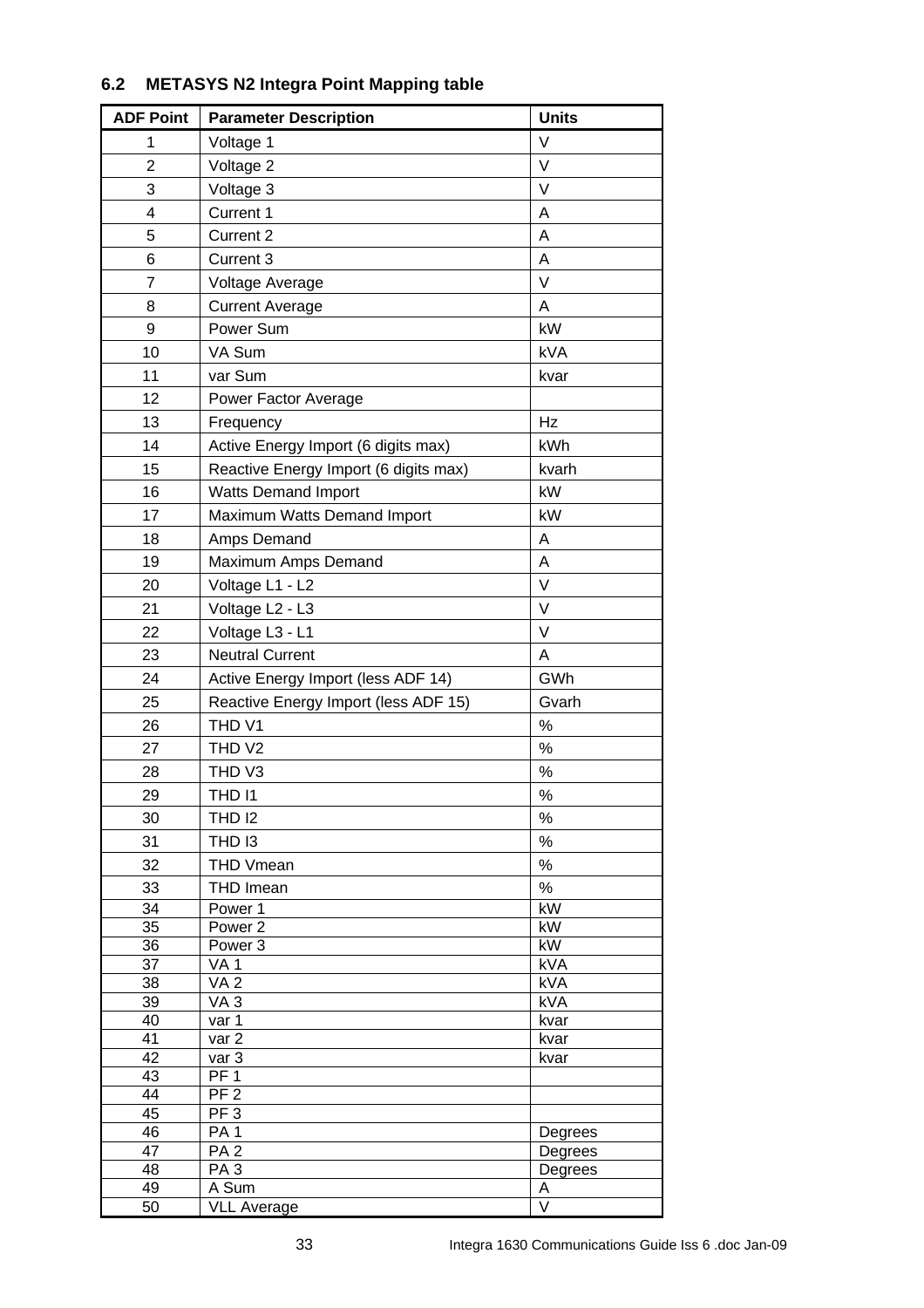### 6.2 METASYS N2 Integra Point Mapping table

| ADF Point | Parameter Description | Units |
|---|---|---|
| 1 | Voltage 1 | V |
| 2 | Voltage 2 | V |
| 3 | Voltage 3 | V |
| 4 | Current 1 | A |
| 5 | Current 2 | A |
| 6 | Current 3 | A |
| 7 | Voltage Average | V |
| 8 | Current Average | A |
| 9 | Power Sum | kW |
| 10 | VA Sum | kVA |
| 11 | var Sum | kvar |
| 12 | Power Factor Average | |
| 13 | Frequency | Hz |
| 14 | Active Energy Import (6 digits max) | kWh |
| 15 | Reactive Energy Import (6 digits max) | kvarh |
| 16 | Watts Demand Import | kW |
| 17 | Maximum Watts Demand Import | kW |
| 18 | Amps Demand | A |
| 19 | Maximum Amps Demand | A |
| 20 | Voltage L1 - L2 | V |
| 21 | Voltage L2 - L3 | V |
| 22 | Voltage L3 - L1 | V |
| 23 | Neutral Current | A |
| 24 | Active Energy Import (less ADF 14) | GWh |
| 25 | Reactive Energy Import (less ADF 15) | Gvarh |
| 26 | THD V1 | % |
| 27 | THD V2 | % |
| 28 | THD V3 | % |
| 29 | THD I1 | % |
| 30 | THD I2 | % |
| 31 | THD I3 | % |
| 32 | THD Vmean | % |
| 33 | THD Imean | % |
| 34 | Power 1 | kW |
| 35 | Power 2 | kW |
| 36 | Power 3 | kW |
| 37 | VA 1 | kVA |
| 38 | VA 2 | kVA |
| 39 | VA 3 | kVA |
| 40 | var 1 | kvar |
| 41 | var 2 | kvar |
| 42 | var 3 | kvar |
| 43 | PF 1 | |
| 44 | PF 2 | |
| 45 | PF 3 | |
| 46 | PA 1 | Degrees |
| 47 | PA 2 | Degrees |
| 48 | PA 3 | Degrees |
| 49 | A Sum | A |
| 50 | VLL Average | V |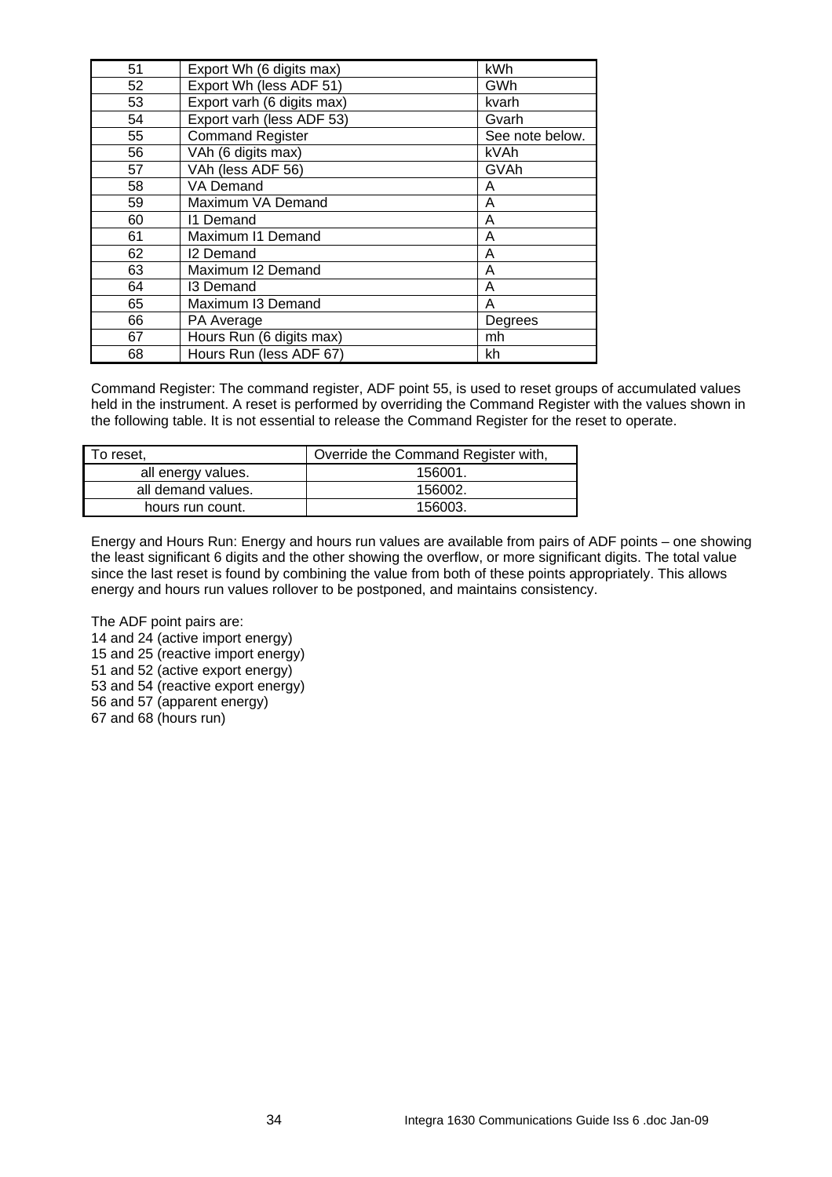| 51 | Export Wh (6 digits max) | kWh |
|---|---|---|
| 52 | Export Wh (less ADF 51) | GWh |
| 53 | Export varh (6 digits max) | kvarh |
| 54 | Export varh (less ADF 53) | Gvarh |
| 55 | Command Register | See note below. |
| 56 | VAh (6 digits max) | kVAh |
| 57 | VAh (less ADF 56) | GVAh |
| 58 | VA Demand | A |
| 59 | Maximum VA Demand | A |
| 60 | I1 Demand | A |
| 61 | Maximum I1 Demand | A |
| 62 | I2 Demand | A |
| 63 | Maximum I2 Demand | A |
| 64 | I3 Demand | A |
| 65 | Maximum I3 Demand | A |
| 66 | PA Average | Degrees |
| 67 | Hours Run (6 digits max) | mh |
| 68 | Hours Run (less ADF 67) | kh |

Command Register: The command register, ADF point 55, is used to reset groups of accumulated values held in the instrument. A reset is performed by overriding the Command Register with the values shown in the following table. It is not essential to release the Command Register for the reset to operate.

| To reset, | Override the Command Register with, |
|---|---|
| all energy values. | 156001. |
| all demand values. | 156002. |
| hours run count. | 156003. |

Energy and Hours Run: Energy and hours run values are available from pairs of ADF points – one showing the least significant 6 digits and the other showing the overflow, or more significant digits. The total value since the last reset is found by combining the value from both of these points appropriately. This allows energy and hours run values rollover to be postponed, and maintains consistency.

The ADF point pairs are:
14 and 24 (active import energy)
15 and 25 (reactive import energy)
51 and 52 (active export energy)
53 and 54 (reactive export energy)
56 and 57 (apparent energy)
67 and 68 (hours run)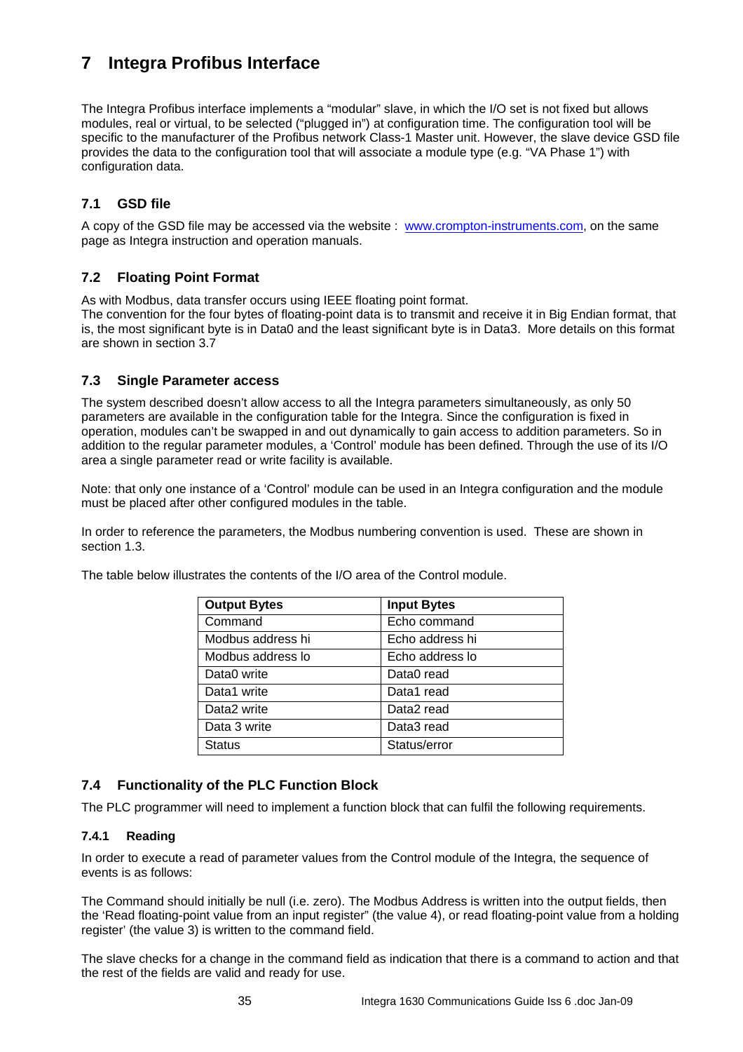# 7 Integra Profibus Interface

The Integra Profibus interface implements a "modular" slave, in which the I/O set is not fixed but allows modules, real or virtual, to be selected ("plugged in") at configuration time. The configuration tool will be specific to the manufacturer of the Profibus network Class-1 Master unit. However, the slave device GSD file provides the data to the configuration tool that will associate a module type (e.g. "VA Phase 1") with configuration data.

## 7.1 GSD file

A copy of the GSD file may be accessed via the website : www.crompton-instruments.com, on the same page as Integra instruction and operation manuals.

## 7.2 Floating Point Format

As with Modbus, data transfer occurs using IEEE floating point format.
The convention for the four bytes of floating-point data is to transmit and receive it in Big Endian format, that is, the most significant byte is in Data0 and the least significant byte is in Data3. More details on this format are shown in section 3.7

## 7.3 Single Parameter access

The system described doesn't allow access to all the Integra parameters simultaneously, as only 50 parameters are available in the configuration table for the Integra. Since the configuration is fixed in operation, modules can't be swapped in and out dynamically to gain access to addition parameters. So in addition to the regular parameter modules, a 'Control' module has been defined. Through the use of its I/O area a single parameter read or write facility is available.

Note: that only one instance of a 'Control' module can be used in an Integra configuration and the module must be placed after other configured modules in the table.

In order to reference the parameters, the Modbus numbering convention is used. These are shown in section 1.3.

The table below illustrates the contents of the I/O area of the Control module.

| Output Bytes | Input Bytes |
|---|---|
| Command | Echo command |
| Modbus address hi | Echo address hi |
| Modbus address lo | Echo address lo |
| Data0 write | Data0 read |
| Data1 write | Data1 read |
| Data2 write | Data2 read |
| Data 3 write | Data3 read |
| Status | Status/error |

## 7.4 Functionality of the PLC Function Block

The PLC programmer will need to implement a function block that can fulfil the following requirements.

### 7.4.1 Reading

In order to execute a read of parameter values from the Control module of the Integra, the sequence of events is as follows:

The Command should initially be null (i.e. zero). The Modbus Address is written into the output fields, then the 'Read floating-point value from an input register" (the value 4), or read floating-point value from a holding register' (the value 3) is written to the command field.

The slave checks for a change in the command field as indication that there is a command to action and that the rest of the fields are valid and ready for use.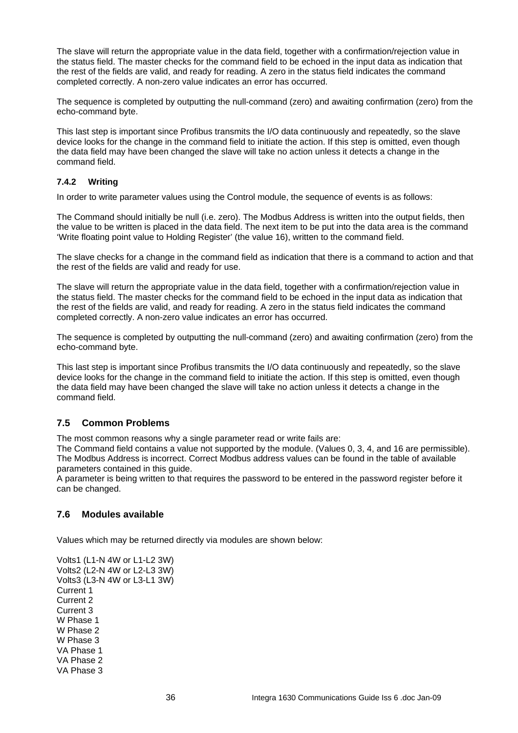The slave will return the appropriate value in the data field, together with a confirmation/rejection value in the status field. The master checks for the command field to be echoed in the input data as indication that the rest of the fields are valid, and ready for reading. A zero in the status field indicates the command completed correctly. A non-zero value indicates an error has occurred.

The sequence is completed by outputting the null-command (zero) and awaiting confirmation (zero) from the echo-command byte.

This last step is important since Profibus transmits the I/O data continuously and repeatedly, so the slave device looks for the change in the command field to initiate the action. If this step is omitted, even though the data field may have been changed the slave will take no action unless it detects a change in the command field.

### 7.4.2 Writing

In order to write parameter values using the Control module, the sequence of events is as follows:

The Command should initially be null (i.e. zero). The Modbus Address is written into the output fields, then the value to be written is placed in the data field. The next item to be put into the data area is the command 'Write floating point value to Holding Register' (the value 16), written to the command field.

The slave checks for a change in the command field as indication that there is a command to action and that the rest of the fields are valid and ready for use.

The slave will return the appropriate value in the data field, together with a confirmation/rejection value in the status field. The master checks for the command field to be echoed in the input data as indication that the rest of the fields are valid, and ready for reading. A zero in the status field indicates the command completed correctly. A non-zero value indicates an error has occurred.

The sequence is completed by outputting the null-command (zero) and awaiting confirmation (zero) from the echo-command byte.

This last step is important since Profibus transmits the I/O data continuously and repeatedly, so the slave device looks for the change in the command field to initiate the action. If this step is omitted, even though the data field may have been changed the slave will take no action unless it detects a change in the command field.

## 7.5 Common Problems

The most common reasons why a single parameter read or write fails are:
The Command field contains a value not supported by the module. (Values 0, 3, 4, and 16 are permissible).
The Modbus Address is incorrect. Correct Modbus address values can be found in the table of available parameters contained in this guide.
A parameter is being written to that requires the password to be entered in the password register before it can be changed.

## 7.6 Modules available

Values which may be returned directly via modules are shown below:

Volts1 (L1-N 4W or L1-L2 3W)
Volts2 (L2-N 4W or L2-L3 3W)
Volts3 (L3-N 4W or L3-L1 3W)
Current 1
Current 2
Current 3
W Phase 1
W Phase 2
W Phase 3
VA Phase 1
VA Phase 2
VA Phase 3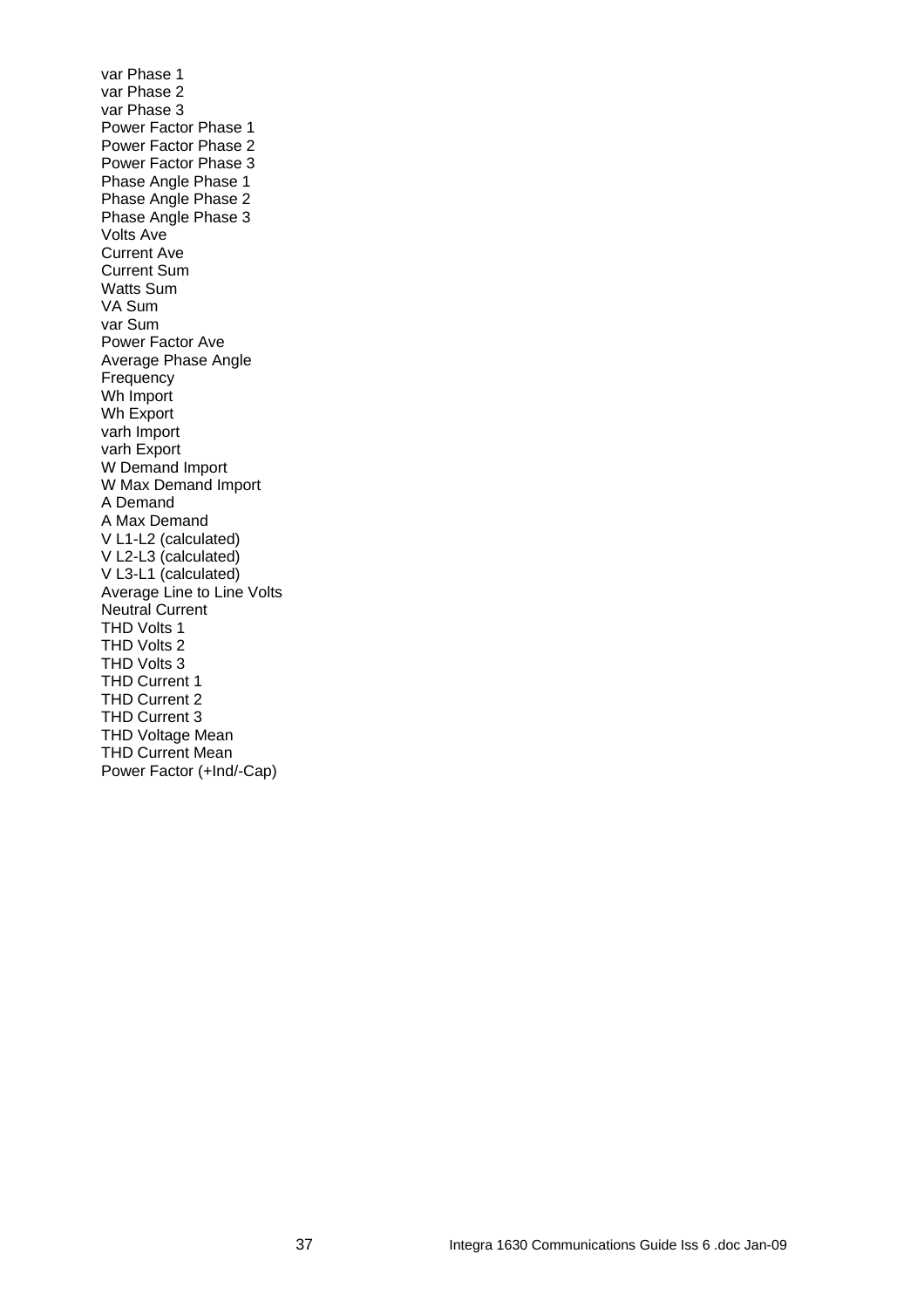var Phase 1
var Phase 2
var Phase 3
Power Factor Phase 1
Power Factor Phase 2
Power Factor Phase 3
Phase Angle Phase 1
Phase Angle Phase 2
Phase Angle Phase 3
Volts Ave
Current Ave
Current Sum
Watts Sum
VA Sum
var Sum
Power Factor Ave
Average Phase Angle
Frequency
Wh Import
Wh Export
varh Import
varh Export
W Demand Import
W Max Demand Import
A Demand
A Max Demand
V L1-L2 (calculated)
V L2-L3 (calculated)
V L3-L1 (calculated)
Average Line to Line Volts
Neutral Current
THD Volts 1
THD Volts 2
THD Volts 3
THD Current 1
THD Current 2
THD Current 3
THD Voltage Mean
THD Current Mean
Power Factor (+Ind/-Cap)